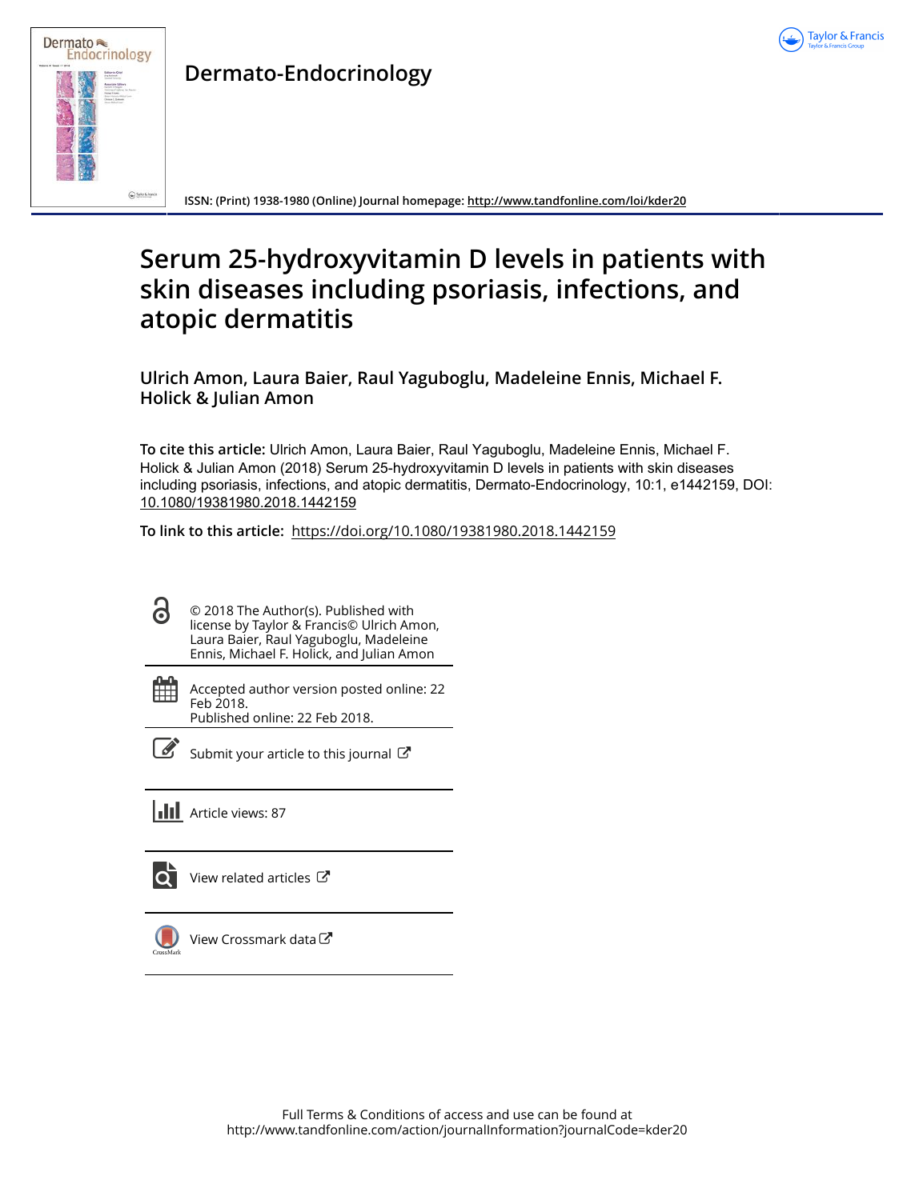**Dermato-Endocrinology**

**ISSN: (Print) 1938-1980 (Online) Journal homepage: http://www.tandfonline.com/loi/kder20**

# Serum 25-hydroxyvitamin D levels in patients with skin diseases including psoriasis, infections, and atopic dermatitis

**Ulrich Amon, Laura Baier, Raul Yaguboglu, Madeleine Ennis, Michael F. Holick & Julian Amon**

**To cite this article:** Ulrich Amon, Laura Baier, Raul Yaguboglu, Madeleine Ennis, Michael F. Holick & Julian Amon (2018) Serum 25-hydroxyvitamin D levels in patients with skin diseases including psoriasis, infections, and atopic dermatitis, Dermato-Endocrinology, 10:1, e1442159, DOI: 10.1080/19381980.2018.1442159

**To link to this article:** https://doi.org/10.1080/19381980.2018.1442159

© 2018 The Author(s). Published with license by Taylor & Francis© Ulrich Amon, Laura Baier, Raul Yaguboglu, Madeleine Ennis, Michael F. Holick, and Julian Amon

Accepted author version posted online: 22 Feb 2018.
Published online: 22 Feb 2018.

Submit your article to this journal

Article views: 87

View related articles

View Crossmark data

Full Terms & Conditions of access and use can be found at
http://www.tandfonline.com/action/journalInformation?journalCode=kder20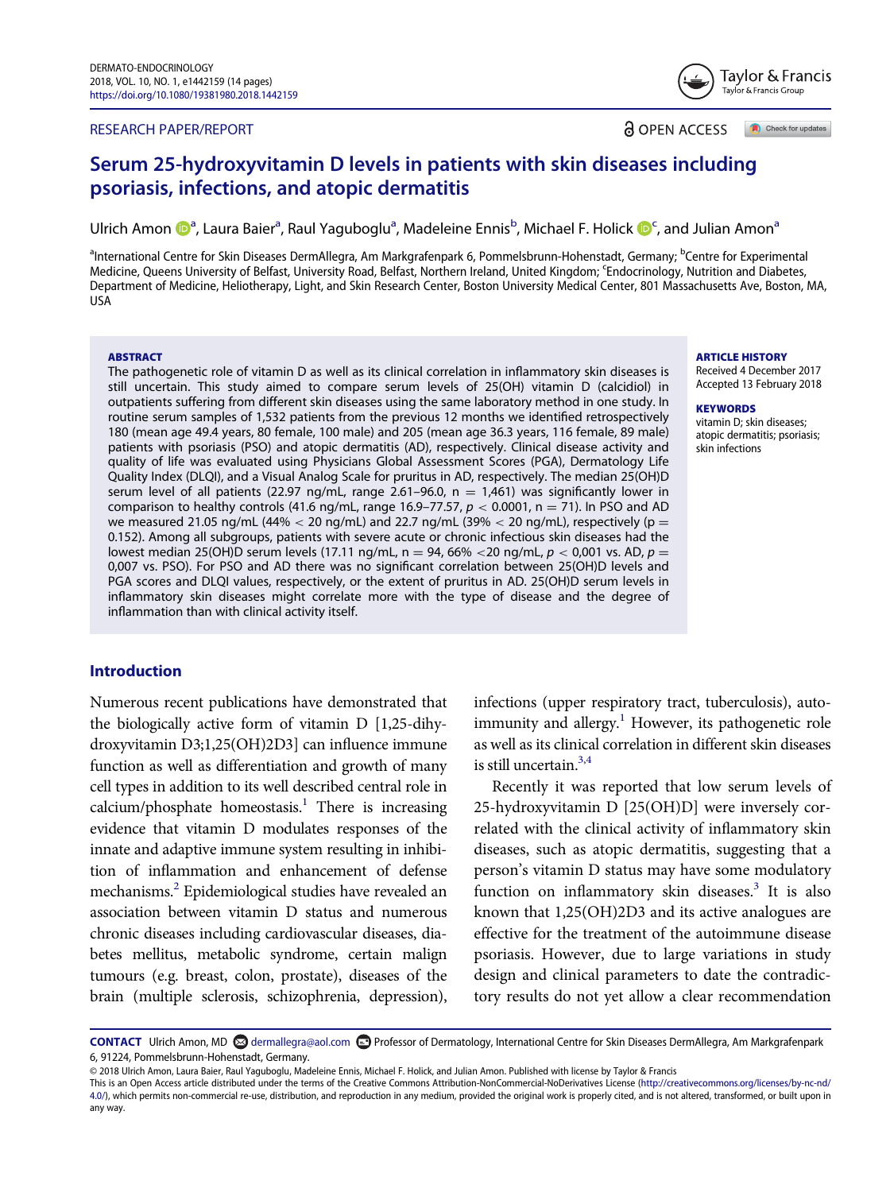# Serum 25-hydroxyvitamin D levels in patients with skin diseases including psoriasis, infections, and atopic dermatitis

Ulrich Amon[a], Laura Baier[a], Raul Yaguboglu[a], Madeleine Ennis[b], Michael F. Holick[c], and Julian Amon[a]

[a]International Centre for Skin Diseases DermAllegra, Am Markgrafenpark 6, Pommelsbrunn-Hohenstadt, Germany; [b]Centre for Experimental Medicine, Queens University of Belfast, University Road, Belfast, Northern Ireland, United Kingdom; [c]Endocrinology, Nutrition and Diabetes, Department of Medicine, Heliotherapy, Light, and Skin Research Center, Boston University Medical Center, 801 Massachusetts Ave, Boston, MA, USA

RESEARCH PAPER/REPORT

OPEN ACCESS

## ABSTRACT

The pathogenetic role of vitamin D as well as its clinical correlation in inflammatory skin diseases is still uncertain. This study aimed to compare serum levels of 25(OH) vitamin D (calcidiol) in outpatients suffering from different skin diseases using the same laboratory method in one study. In routine serum samples of 1,532 patients from the previous 12 months we identified retrospectively 180 (mean age 49.4 years, 80 female, 100 male) and 205 (mean age 36.3 years, 116 female, 89 male) patients with psoriasis (PSO) and atopic dermatitis (AD), respectively. Clinical disease activity and quality of life was evaluated using Physicians Global Assessment Scores (PGA), Dermatology Life Quality Index (DLQI), and a Visual Analog Scale for pruritus in AD, respectively. The median 25(OH)D serum level of all patients (22.97 ng/mL, range 2.61–96.0, n = 1,461) was significantly lower in comparison to healthy controls (41.6 ng/mL, range 16.9–77.57, $p < 0.0001$, n = 71). In PSO and AD we measured 21.05 ng/mL (44% < 20 ng/mL) and 22.7 ng/mL (39% < 20 ng/mL), respectively ($p = 0.152$). Among all subgroups, patients with severe acute or chronic infectious skin diseases had the lowest median 25(OH)D serum levels (17.11 ng/mL, n = 94, 66% <20 ng/mL, $p < 0{,}001$ vs. AD, $p = 0{,}007$ vs. PSO). For PSO and AD there was no significant correlation between 25(OH)D levels and PGA scores and DLQI values, respectively, or the extent of pruritus in AD. 25(OH)D serum levels in inflammatory skin diseases might correlate more with the type of disease and the degree of inflammation than with clinical activity itself.

**ARTICLE HISTORY**
Received 4 December 2017
Accepted 13 February 2018

**KEYWORDS**
vitamin D; skin diseases; atopic dermatitis; psoriasis; skin infections

## Introduction

Numerous recent publications have demonstrated that the biologically active form of vitamin D [1,25-dihydroxyvitamin D3;1,25(OH)2D3] can influence immune function as well as differentiation and growth of many cell types in addition to its well described central role in calcium/phosphate homeostasis.[1] There is increasing evidence that vitamin D modulates responses of the innate and adaptive immune system resulting in inhibition of inflammation and enhancement of defense mechanisms.[2] Epidemiological studies have revealed an association between vitamin D status and numerous chronic diseases including cardiovascular diseases, diabetes mellitus, metabolic syndrome, certain malign tumours (e.g. breast, colon, prostate), diseases of the brain (multiple sclerosis, schizophrenia, depression), infections (upper respiratory tract, tuberculosis), autoimmunity and allergy.[1] However, its pathogenetic role as well as its clinical correlation in different skin diseases is still uncertain.[3,4]

Recently it was reported that low serum levels of 25-hydroxyvitamin D [25(OH)D] were inversely correlated with the clinical activity of inflammatory skin diseases, such as atopic dermatitis, suggesting that a person's vitamin D status may have some modulatory function on inflammatory skin diseases.[3] It is also known that 1,25(OH)2D3 and its active analogues are effective for the treatment of the autoimmune disease psoriasis. However, due to large variations in study design and clinical parameters to date the contradictory results do not yet allow a clear recommendation

**CONTACT** Ulrich Amon, MD dermallegra@aol.com Professor of Dermatology, International Centre for Skin Diseases DermAllegra, Am Markgrafenpark 6, 91224, Pommelsbrunn-Hohenstadt, Germany.

© 2018 Ulrich Amon, Laura Baier, Raul Yaguboglu, Madeleine Ennis, Michael F. Holick, and Julian Amon. Published with license by Taylor & Francis
This is an Open Access article distributed under the terms of the Creative Commons Attribution-NonCommercial-NoDerivatives License (http://creativecommons.org/licenses/by-nc-nd/4.0/), which permits non-commercial re-use, distribution, and reproduction in any medium, provided the original work is properly cited, and is not altered, transformed, or built upon in any way.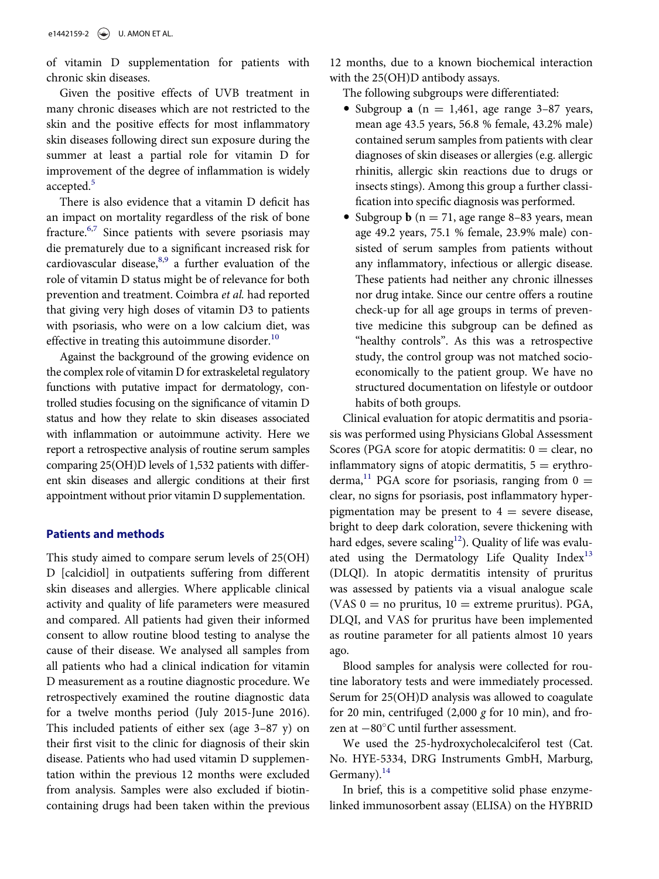of vitamin D supplementation for patients with chronic skin diseases.

Given the positive effects of UVB treatment in many chronic diseases which are not restricted to the skin and the positive effects for most inflammatory skin diseases following direct sun exposure during the summer at least a partial role for vitamin D for improvement of the degree of inflammation is widely accepted.[5]

There is also evidence that a vitamin D deficit has an impact on mortality regardless of the risk of bone fracture.[6,7] Since patients with severe psoriasis may die prematurely due to a significant increased risk for cardiovascular disease,[8,9] a further evaluation of the role of vitamin D status might be of relevance for both prevention and treatment. Coimbra *et al.* had reported that giving very high doses of vitamin D3 to patients with psoriasis, who were on a low calcium diet, was effective in treating this autoimmune disorder.[10]

Against the background of the growing evidence on the complex role of vitamin D for extraskeletal regulatory functions with putative impact for dermatology, controlled studies focusing on the significance of vitamin D status and how they relate to skin diseases associated with inflammation or autoimmune activity. Here we report a retrospective analysis of routine serum samples comparing 25(OH)D levels of 1,532 patients with different skin diseases and allergic conditions at their first appointment without prior vitamin D supplementation.

## Patients and methods

This study aimed to compare serum levels of 25(OH) D [calcidiol] in outpatients suffering from different skin diseases and allergies. Where applicable clinical activity and quality of life parameters were measured and compared. All patients had given their informed consent to allow routine blood testing to analyse the cause of their disease. We analysed all samples from all patients who had a clinical indication for vitamin D measurement as a routine diagnostic procedure. We retrospectively examined the routine diagnostic data for a twelve months period (July 2015-June 2016). This included patients of either sex (age 3–87 y) on their first visit to the clinic for diagnosis of their skin disease. Patients who had used vitamin D supplementation within the previous 12 months were excluded from analysis. Samples were also excluded if biotin-containing drugs had been taken within the previous 12 months, due to a known biochemical interaction with the 25(OH)D antibody assays.

The following subgroups were differentiated:

- Subgroup **a** (n = 1,461, age range 3–87 years, mean age 43.5 years, 56.8 % female, 43.2% male) contained serum samples from patients with clear diagnoses of skin diseases or allergies (e.g. allergic rhinitis, allergic skin reactions due to drugs or insects stings). Among this group a further classification into specific diagnosis was performed.
- Subgroup **b** (n = 71, age range 8–83 years, mean age 49.2 years, 75.1 % female, 23.9% male) consisted of serum samples from patients without any inflammatory, infectious or allergic disease. These patients had neither any chronic illnesses nor drug intake. Since our centre offers a routine check-up for all age groups in terms of preventive medicine this subgroup can be defined as "healthy controls". As this was a retrospective study, the control group was not matched socioeconomically to the patient group. We have no structured documentation on lifestyle or outdoor habits of both groups.

Clinical evaluation for atopic dermatitis and psoriasis was performed using Physicians Global Assessment Scores (PGA score for atopic dermatitis: 0 = clear, no inflammatory signs of atopic dermatitis, 5 = erythroderma,[11] PGA score for psoriasis, ranging from 0 = clear, no signs for psoriasis, post inflammatory hyperpigmentation may be present to 4 = severe disease, bright to deep dark coloration, severe thickening with hard edges, severe scaling[12]). Quality of life was evaluated using the Dermatology Life Quality Index[13] (DLQI). In atopic dermatitis intensity of pruritus was assessed by patients via a visual analogue scale (VAS 0 = no pruritus, 10 = extreme pruritus). PGA, DLQI, and VAS for pruritus have been implemented as routine parameter for all patients almost 10 years ago.

Blood samples for analysis were collected for routine laboratory tests and were immediately processed. Serum for 25(OH)D analysis was allowed to coagulate for 20 min, centrifuged (2,000 *g* for 10 min), and frozen at −80°C until further assessment.

We used the 25-hydroxycholecalciferol test (Cat. No. HYE-5334, DRG Instruments GmbH, Marburg, Germany).[14]

In brief, this is a competitive solid phase enzyme-linked immunosorbent assay (ELISA) on the HYBRID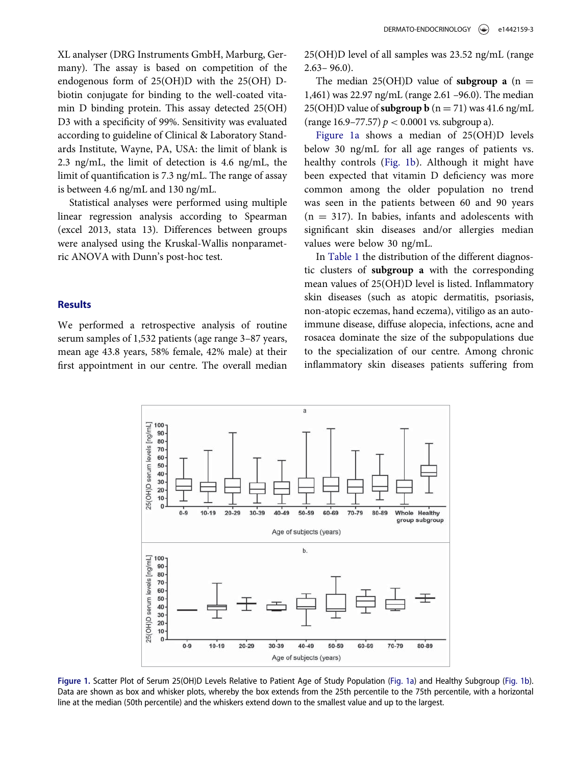XL analyser (DRG Instruments GmbH, Marburg, Germany). The assay is based on competition of the endogenous form of 25(OH)D with the 25(OH) D-biotin conjugate for binding to the well-coated vitamin D binding protein. This assay detected 25(OH) D3 with a specificity of 99%. Sensitivity was evaluated according to guideline of Clinical & Laboratory Standards Institute, Wayne, PA, USA: the limit of blank is 2.3 ng/mL, the limit of detection is 4.6 ng/mL, the limit of quantification is 7.3 ng/mL. The range of assay is between 4.6 ng/mL and 130 ng/mL.

Statistical analyses were performed using multiple linear regression analysis according to Spearman (excel 2013, stata 13). Differences between groups were analysed using the Kruskal-Wallis nonparametric ANOVA with Dunn's post-hoc test.

## Results

We performed a retrospective analysis of routine serum samples of 1,532 patients (age range 3–87 years, mean age 43.8 years, 58% female, 42% male) at their first appointment in our centre. The overall median 25(OH)D level of all samples was 23.52 ng/mL (range 2.63– 96.0).

The median 25(OH)D value of **subgroup a** (n = 1,461) was 22.97 ng/mL (range 2.61 –96.0). The median 25(OH)D value of **subgroup b** (n = 71) was 41.6 ng/mL (range 16.9–77.57) $p < 0.0001$ vs. subgroup a).

Figure 1a shows a median of 25(OH)D levels below 30 ng/mL for all age ranges of patients vs. healthy controls (Fig. 1b). Although it might have been expected that vitamin D deficiency was more common among the older population no trend was seen in the patients between 60 and 90 years (n = 317). In babies, infants and adolescents with significant skin diseases and/or allergies median values were below 30 ng/mL.

In Table 1 the distribution of the different diagnostic clusters of **subgroup a** with the corresponding mean values of 25(OH)D level is listed. Inflammatory skin diseases (such as atopic dermatitis, psoriasis, non-atopic eczemas, hand eczema), vitiligo as an autoimmune disease, diffuse alopecia, infections, acne and rosacea dominate the size of the subpopulations due to the specialization of our centre. Among chronic inflammatory skin diseases patients suffering from

**Figure 1.** Scatter Plot of Serum 25(OH)D Levels Relative to Patient Age of Study Population (Fig. 1a) and Healthy Subgroup (Fig. 1b). Data are shown as box and whisker plots, whereby the box extends from the 25th percentile to the 75th percentile, with a horizontal line at the median (50th percentile) and the whiskers extend down to the smallest value and up to the largest.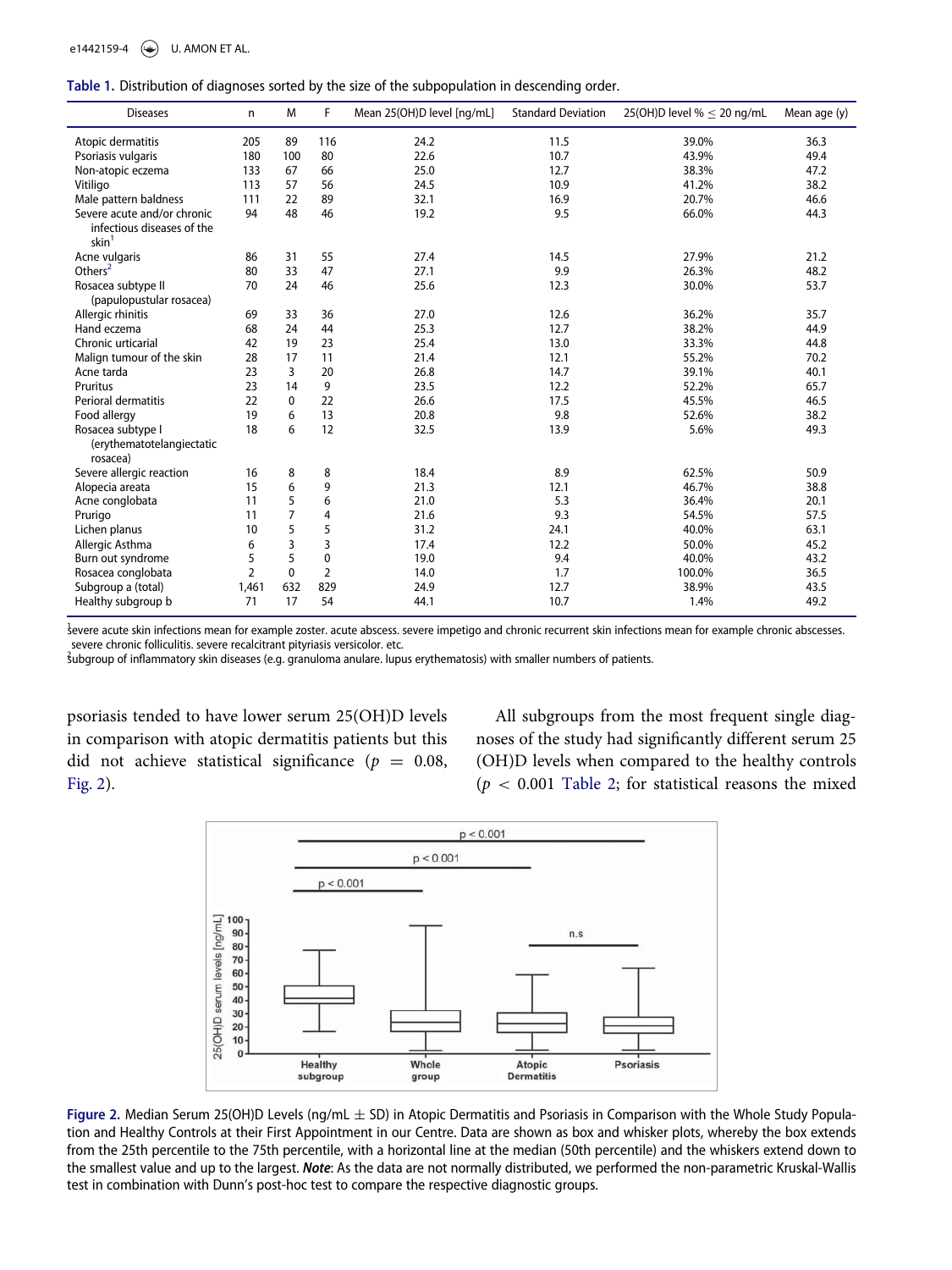**Table 1.** Distribution of diagnoses sorted by the size of the subpopulation in descending order.

| Diseases | n | M | F | Mean 25(OH)D level [ng/mL] | Standard Deviation | 25(OH)D level % ≤ 20 ng/mL | Mean age (y) |
|---|---|---|---|---|---|---|---|
| Atopic dermatitis | 205 | 89 | 116 | 24.2 | 11.5 | 39.0% | 36.3 |
| Psoriasis vulgaris | 180 | 100 | 80 | 22.6 | 10.7 | 43.9% | 49.4 |
| Non-atopic eczema | 133 | 67 | 66 | 25.0 | 12.7 | 38.3% | 47.2 |
| Vitiligo | 113 | 57 | 56 | 24.5 | 10.9 | 41.2% | 38.2 |
| Male pattern baldness | 111 | 22 | 89 | 32.1 | 16.9 | 20.7% | 46.6 |
| Severe acute and/or chronic infectious diseases of the skin[1] | 94 | 48 | 46 | 19.2 | 9.5 | 66.0% | 44.3 |
| Acne vulgaris | 86 | 31 | 55 | 27.4 | 14.5 | 27.9% | 21.2 |
| Others[2] | 80 | 33 | 47 | 27.1 | 9.9 | 26.3% | 48.2 |
| Rosacea subtype II (papulopustular rosacea) | 70 | 24 | 46 | 25.6 | 12.3 | 30.0% | 53.7 |
| Allergic rhinitis | 69 | 33 | 36 | 27.0 | 12.6 | 36.2% | 35.7 |
| Hand eczema | 68 | 24 | 44 | 25.3 | 12.7 | 38.2% | 44.9 |
| Chronic urticarial | 42 | 19 | 23 | 25.4 | 13.0 | 33.3% | 44.8 |
| Malign tumour of the skin | 28 | 17 | 11 | 21.4 | 12.1 | 55.2% | 70.2 |
| Acne tarda | 23 | 3 | 20 | 26.8 | 14.7 | 39.1% | 40.1 |
| Pruritus | 23 | 14 | 9 | 23.5 | 12.2 | 52.2% | 65.7 |
| Perioral dermatitis | 22 | 0 | 22 | 26.6 | 17.5 | 45.5% | 46.5 |
| Food allergy | 19 | 6 | 13 | 20.8 | 9.8 | 52.6% | 38.2 |
| Rosacea subtype I (erythematotelangiectatic rosacea) | 18 | 6 | 12 | 32.5 | 13.9 | 5.6% | 49.3 |
| Severe allergic reaction | 16 | 8 | 8 | 18.4 | 8.9 | 62.5% | 50.9 |
| Alopecia areata | 15 | 6 | 9 | 21.3 | 12.1 | 46.7% | 38.8 |
| Acne conglobata | 11 | 5 | 6 | 21.0 | 5.3 | 36.4% | 20.1 |
| Prurigo | 11 | 7 | 4 | 21.6 | 9.3 | 54.5% | 57.5 |
| Lichen planus | 10 | 5 | 5 | 31.2 | 24.1 | 40.0% | 63.1 |
| Allergic Asthma | 6 | 3 | 3 | 17.4 | 12.2 | 50.0% | 45.2 |
| Burn out syndrome | 5 | 5 | 0 | 19.0 | 9.4 | 40.0% | 43.2 |
| Rosacea conglobata | 2 | 0 | 2 | 14.0 | 1.7 | 100.0% | 36.5 |
| Subgroup a (total) | 1,461 | 632 | 829 | 24.9 | 12.7 | 38.9% | 43.5 |
| Healthy subgroup b | 71 | 17 | 54 | 44.1 | 10.7 | 1.4% | 49.2 |

[1]Severe acute skin infections mean for example zoster. acute abscess. severe impetigo and chronic recurrent skin infections mean for example chronic abscesses. severe chronic folliculitis. severe recalcitrant pityriasis versicolor. etc.
[2]Subgroup of inflammatory skin diseases (e.g. granuloma anulare. lupus erythematosis) with smaller numbers of patients.

psoriasis tended to have lower serum 25(OH)D levels in comparison with atopic dermatitis patients but this did not achieve statistical significance ($p = 0.08$, Fig. 2).

All subgroups from the most frequent single diagnoses of the study had significantly different serum 25 (OH)D levels when compared to the healthy controls ($p < 0.001$ Table 2; for statistical reasons the mixed

**Figure 2.** Median Serum 25(OH)D Levels (ng/mL ± SD) in Atopic Dermatitis and Psoriasis in Comparison with the Whole Study Population and Healthy Controls at their First Appointment in our Centre. Data are shown as box and whisker plots, whereby the box extends from the 25th percentile to the 75th percentile, with a horizontal line at the median (50th percentile) and the whiskers extend down to the smallest value and up to the largest. ***Note***: As the data are not normally distributed, we performed the non-parametric Kruskal-Wallis test in combination with Dunn's post-hoc test to compare the respective diagnostic groups.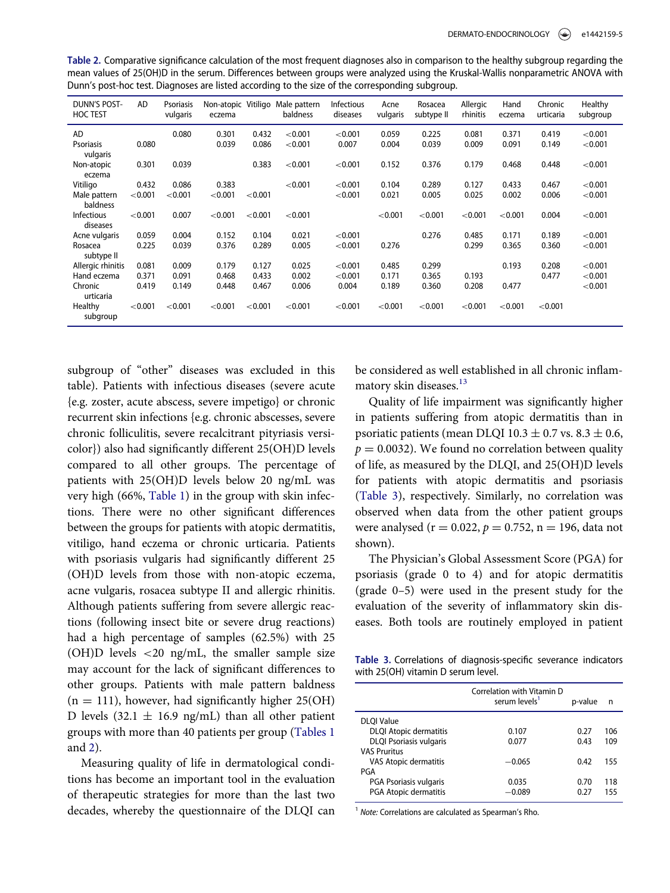Table 2. Comparative significance calculation of the most frequent diagnoses also in comparison to the healthy subgroup regarding the mean values of 25(OH)D in the serum. Differences between groups were analyzed using the Kruskal-Wallis nonparametric ANOVA with Dunn's post-hoc test. Diagnoses are listed according to the size of the corresponding subgroup.

| DUNN'S POST-HOC TEST | AD | Psoriasis vulgaris | Non-atopic eczema | Vitiligo | Male pattern baldness | Infectious diseases | Acne vulgaris | Rosacea subtype II | Allergic rhinitis | Hand eczema | Chronic urticaria | Healthy subgroup |
|---|---|---|---|---|---|---|---|---|---|---|---|---|
| AD | | 0.080 | 0.301 | 0.432 | <0.001 | <0.001 | 0.059 | 0.225 | 0.081 | 0.371 | 0.419 | <0.001 |
| Psoriasis vulgaris | 0.080 | | 0.039 | 0.086 | <0.001 | 0.007 | 0.004 | 0.039 | 0.009 | 0.091 | 0.149 | <0.001 |
| Non-atopic eczema | 0.301 | 0.039 | | 0.383 | <0.001 | <0.001 | 0.152 | 0.376 | 0.179 | 0.468 | 0.448 | <0.001 |
| Vitiligo | 0.432 | 0.086 | 0.383 | | <0.001 | <0.001 | 0.104 | 0.289 | 0.127 | 0.433 | 0.467 | <0.001 |
| Male pattern baldness | <0.001 | <0.001 | <0.001 | <0.001 | | <0.001 | 0.021 | 0.005 | 0.025 | 0.002 | 0.006 | <0.001 |
| Infectious diseases | <0.001 | 0.007 | <0.001 | <0.001 | <0.001 | | <0.001 | <0.001 | <0.001 | <0.001 | 0.004 | <0.001 |
| Acne vulgaris | 0.059 | 0.004 | 0.152 | 0.104 | 0.021 | <0.001 | | 0.276 | 0.485 | 0.171 | 0.189 | <0.001 |
| Rosacea subtype II | 0.225 | 0.039 | 0.376 | 0.289 | 0.005 | <0.001 | 0.276 | | 0.299 | 0.365 | 0.360 | <0.001 |
| Allergic rhinitis | 0.081 | 0.009 | 0.179 | 0.127 | 0.025 | <0.001 | 0.485 | 0.299 | | 0.193 | 0.208 | <0.001 |
| Hand eczema | 0.371 | 0.091 | 0.468 | 0.433 | 0.002 | <0.001 | 0.171 | 0.365 | 0.193 | | 0.477 | <0.001 |
| Chronic urticaria | 0.419 | 0.149 | 0.448 | 0.467 | 0.006 | 0.004 | 0.189 | 0.360 | 0.208 | 0.477 | | <0.001 |
| Healthy subgroup | <0.001 | <0.001 | <0.001 | <0.001 | <0.001 | <0.001 | <0.001 | <0.001 | <0.001 | <0.001 | <0.001 | |

subgroup of "other" diseases was excluded in this table). Patients with infectious diseases (severe acute {e.g. zoster, acute abscess, severe impetigo} or chronic recurrent skin infections {e.g. chronic abscesses, severe chronic folliculitis, severe recalcitrant pityriasis versicolor}) also had significantly different 25(OH)D levels compared to all other groups. The percentage of patients with 25(OH)D levels below 20 ng/mL was very high (66%, Table 1) in the group with skin infections. There were no other significant differences between the groups for patients with atopic dermatitis, vitiligo, hand eczema or chronic urticaria. Patients with psoriasis vulgaris had significantly different 25 (OH)D levels from those with non-atopic eczema, acne vulgaris, rosacea subtype II and allergic rhinitis. Although patients suffering from severe allergic reactions (following insect bite or severe drug reactions) had a high percentage of samples (62.5%) with 25 (OH)D levels <20 ng/mL, the smaller sample size may account for the lack of significant differences to other groups. Patients with male pattern baldness ($n = 111$), however, had significantly higher 25(OH) D levels ($32.1 \pm 16.9$ ng/mL) than all other patient groups with more than 40 patients per group (Tables 1 and 2).

Measuring quality of life in dermatological conditions has become an important tool in the evaluation of therapeutic strategies for more than the last two decades, whereby the questionnaire of the DLQI can be considered as well established in all chronic inflammatory skin diseases.[13]

Quality of life impairment was significantly higher in patients suffering from atopic dermatitis than in psoriatic patients (mean DLQI $10.3 \pm 0.7$ vs. $8.3 \pm 0.6$, $p = 0.0032$). We found no correlation between quality of life, as measured by the DLQI, and 25(OH)D levels for patients with atopic dermatitis and psoriasis (Table 3), respectively. Similarly, no correlation was observed when data from the other patient groups were analysed ($r = 0.022$, $p = 0.752$, $n = 196$, data not shown).

The Physician's Global Assessment Score (PGA) for psoriasis (grade 0 to 4) and for atopic dermatitis (grade 0–5) were used in the present study for the evaluation of the severity of inflammatory skin diseases. Both tools are routinely employed in patient

Table 3. Correlations of diagnosis-specific severance indicators with 25(OH) vitamin D serum level.

| | Correlation with Vitamin D serum levels[1] | p-value | n |
|---|---|---|---|
| DLQI Value | | | |
| DLQI Atopic dermatitis | 0.107 | 0.27 | 106 |
| DLQI Psoriasis vulgaris | 0.077 | 0.43 | 109 |
| VAS Pruritus | | | |
| VAS Atopic dermatitis | −0.065 | 0.42 | 155 |
| PGA | | | |
| PGA Psoriasis vulgaris | 0.035 | 0.70 | 118 |
| PGA Atopic dermatitis | −0.089 | 0.27 | 155 |

[1] *Note:* Correlations are calculated as Spearman's Rho.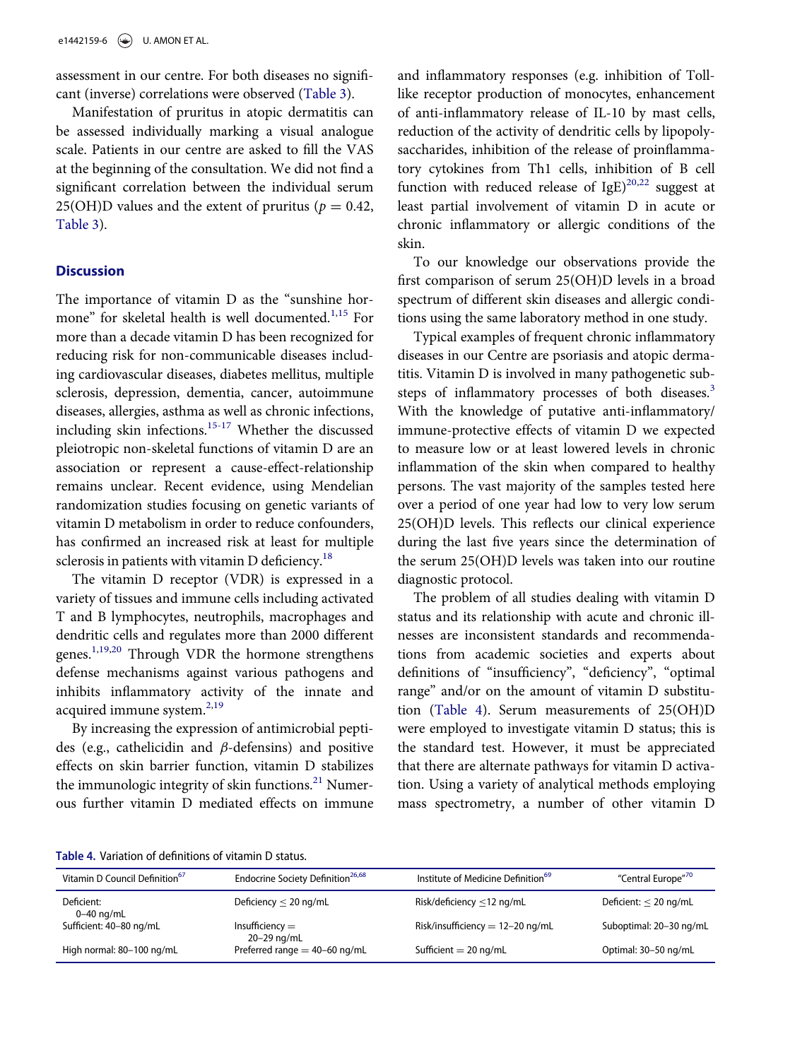assessment in our centre. For both diseases no significant (inverse) correlations were observed (Table 3).

Manifestation of pruritus in atopic dermatitis can be assessed individually marking a visual analogue scale. Patients in our centre are asked to fill the VAS at the beginning of the consultation. We did not find a significant correlation between the individual serum 25(OH)D values and the extent of pruritus ($p = 0.42$, Table 3).

## Discussion

The importance of vitamin D as the "sunshine hormone" for skeletal health is well documented.[1,15] For more than a decade vitamin D has been recognized for reducing risk for non-communicable diseases including cardiovascular diseases, diabetes mellitus, multiple sclerosis, depression, dementia, cancer, autoimmune diseases, allergies, asthma as well as chronic infections, including skin infections.[15-17] Whether the discussed pleiotropic non-skeletal functions of vitamin D are an association or represent a cause-effect-relationship remains unclear. Recent evidence, using Mendelian randomization studies focusing on genetic variants of vitamin D metabolism in order to reduce confounders, has confirmed an increased risk at least for multiple sclerosis in patients with vitamin D deficiency.[18]

The vitamin D receptor (VDR) is expressed in a variety of tissues and immune cells including activated T and B lymphocytes, neutrophils, macrophages and dendritic cells and regulates more than 2000 different genes.[1,19,20] Through VDR the hormone strengthens defense mechanisms against various pathogens and inhibits inflammatory activity of the innate and acquired immune system.[2,19]

By increasing the expression of antimicrobial peptides (e.g., cathelicidin and $\beta$-defensins) and positive effects on skin barrier function, vitamin D stabilizes the immunologic integrity of skin functions.[21] Numerous further vitamin D mediated effects on immune and inflammatory responses (e.g. inhibition of Toll-like receptor production of monocytes, enhancement of anti-inflammatory release of IL-10 by mast cells, reduction of the activity of dendritic cells by lipopolysaccharides, inhibition of the release of proinflammatory cytokines from Th1 cells, inhibition of B cell function with reduced release of IgE)[20,22] suggest at least partial involvement of vitamin D in acute or chronic inflammatory or allergic conditions of the skin.

To our knowledge our observations provide the first comparison of serum 25(OH)D levels in a broad spectrum of different skin diseases and allergic conditions using the same laboratory method in one study.

Typical examples of frequent chronic inflammatory diseases in our Centre are psoriasis and atopic dermatitis. Vitamin D is involved in many pathogenetic substeps of inflammatory processes of both diseases.[3] With the knowledge of putative anti-inflammatory/immune-protective effects of vitamin D we expected to measure low or at least lowered levels in chronic inflammation of the skin when compared to healthy persons. The vast majority of the samples tested here over a period of one year had low to very low serum 25(OH)D levels. This reflects our clinical experience during the last five years since the determination of the serum 25(OH)D levels was taken into our routine diagnostic protocol.

The problem of all studies dealing with vitamin D status and its relationship with acute and chronic illnesses are inconsistent standards and recommendations from academic societies and experts about definitions of "insufficiency", "deficiency", "optimal range" and/or on the amount of vitamin D substitution (Table 4). Serum measurements of 25(OH)D were employed to investigate vitamin D status; this is the standard test. However, it must be appreciated that there are alternate pathways for vitamin D activation. Using a variety of analytical methods employing mass spectrometry, a number of other vitamin D

**Table 4.** Variation of definitions of vitamin D status.

| Vitamin D Council Definition[67] | Endocrine Society Definition[26,68] | Institute of Medicine Definition[69] | "Central Europe"[70] |
|---|---|---|---|
| Deficient: 0–40 ng/mL | Deficiency ≤ 20 ng/mL | Risk/deficiency ≤12 ng/mL | Deficient: ≤ 20 ng/mL |
| Sufficient: 40–80 ng/mL | Insufficiency = 20–29 ng/mL | Risk/insufficiency = 12–20 ng/mL | Suboptimal: 20–30 ng/mL |
| High normal: 80–100 ng/mL | Preferred range = 40–60 ng/mL | Sufficient = 20 ng/mL | Optimal: 30–50 ng/mL |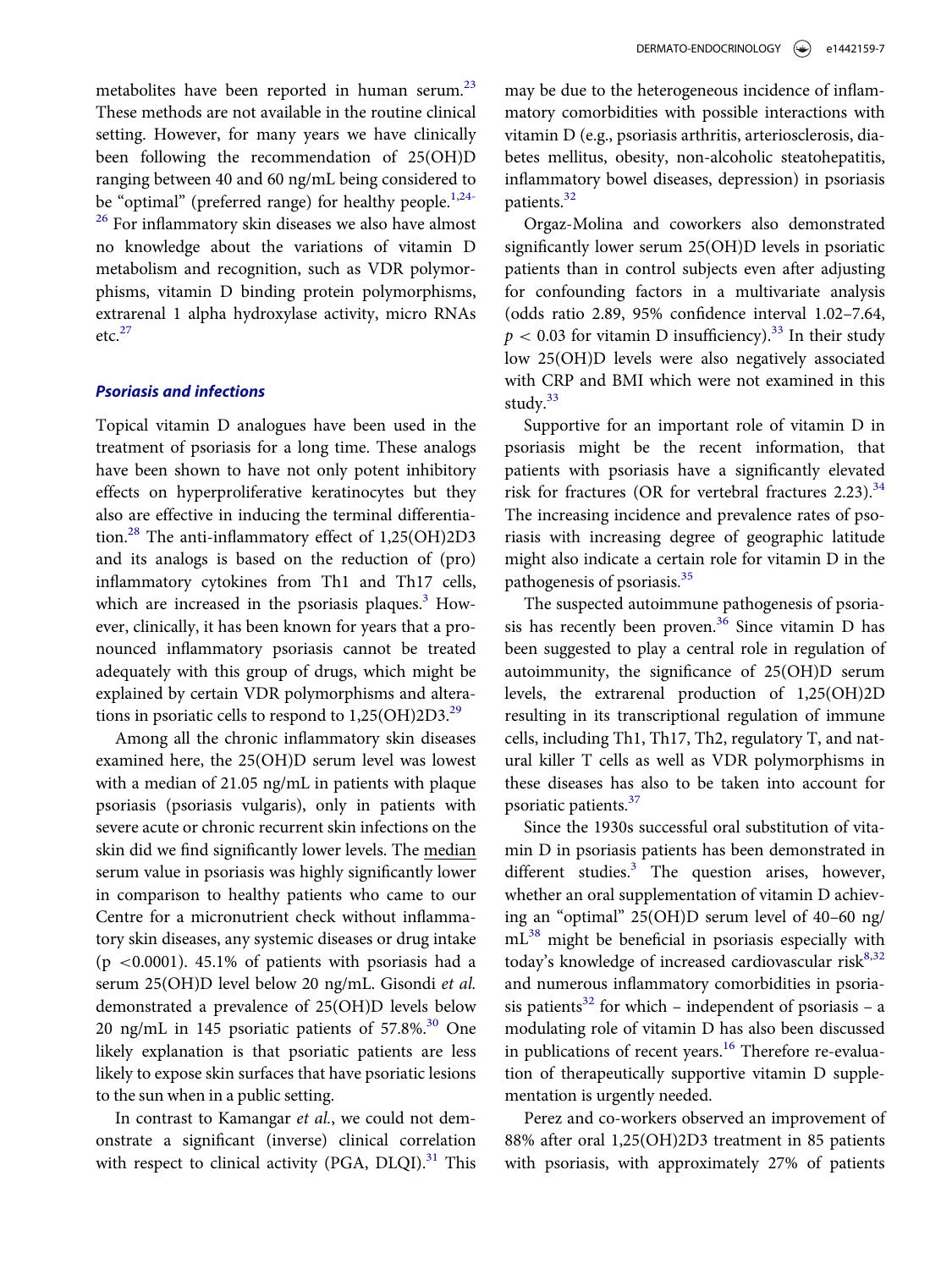metabolites have been reported in human serum.[23] These methods are not available in the routine clinical setting. However, for many years we have clinically been following the recommendation of 25(OH)D ranging between 40 and 60 ng/mL being considered to be "optimal" (preferred range) for healthy people.[1,24-26] For inflammatory skin diseases we also have almost no knowledge about the variations of vitamin D metabolism and recognition, such as VDR polymorphisms, vitamin D binding protein polymorphisms, extrarenal 1 alpha hydroxylase activity, micro RNAs etc.[27]

### *Psoriasis and infections*

Topical vitamin D analogues have been used in the treatment of psoriasis for a long time. These analogs have been shown to have not only potent inhibitory effects on hyperproliferative keratinocytes but they also are effective in inducing the terminal differentiation.[28] The anti-inflammatory effect of 1,25(OH)2D3 and its analogs is based on the reduction of (pro) inflammatory cytokines from Th1 and Th17 cells, which are increased in the psoriasis plaques.[3] However, clinically, it has been known for years that a pronounced inflammatory psoriasis cannot be treated adequately with this group of drugs, which might be explained by certain VDR polymorphisms and alterations in psoriatic cells to respond to 1,25(OH)2D3.[29]

Among all the chronic inflammatory skin diseases examined here, the 25(OH)D serum level was lowest with a median of 21.05 ng/mL in patients with plaque psoriasis (psoriasis vulgaris), only in patients with severe acute or chronic recurrent skin infections on the skin did we find significantly lower levels. The median serum value in psoriasis was highly significantly lower in comparison to healthy patients who came to our Centre for a micronutrient check without inflammatory skin diseases, any systemic diseases or drug intake ($p < 0.0001$). 45.1% of patients with psoriasis had a serum 25(OH)D level below 20 ng/mL. Gisondi *et al.* demonstrated a prevalence of 25(OH)D levels below 20 ng/mL in 145 psoriatic patients of 57.8%.[30] One likely explanation is that psoriatic patients are less likely to expose skin surfaces that have psoriatic lesions to the sun when in a public setting.

In contrast to Kamangar *et al.*, we could not demonstrate a significant (inverse) clinical correlation with respect to clinical activity (PGA, DLQI).[31] This may be due to the heterogeneous incidence of inflammatory comorbidities with possible interactions with vitamin D (e.g., psoriasis arthritis, arteriosclerosis, diabetes mellitus, obesity, non-alcoholic steatohepatitis, inflammatory bowel diseases, depression) in psoriasis patients.[32]

Orgaz-Molina and coworkers also demonstrated significantly lower serum 25(OH)D levels in psoriatic patients than in control subjects even after adjusting for confounding factors in a multivariate analysis (odds ratio 2.89, 95% confidence interval 1.02–7.64, $p < 0.03$ for vitamin D insufficiency).[33] In their study low 25(OH)D levels were also negatively associated with CRP and BMI which were not examined in this study.[33]

Supportive for an important role of vitamin D in psoriasis might be the recent information, that patients with psoriasis have a significantly elevated risk for fractures (OR for vertebral fractures 2.23).[34] The increasing incidence and prevalence rates of psoriasis with increasing degree of geographic latitude might also indicate a certain role for vitamin D in the pathogenesis of psoriasis.[35]

The suspected autoimmune pathogenesis of psoriasis has recently been proven.[36] Since vitamin D has been suggested to play a central role in regulation of autoimmunity, the significance of 25(OH)D serum levels, the extrarenal production of 1,25(OH)2D resulting in its transcriptional regulation of immune cells, including Th1, Th17, Th2, regulatory T, and natural killer T cells as well as VDR polymorphisms in these diseases has also to be taken into account for psoriatic patients.[37]

Since the 1930s successful oral substitution of vitamin D in psoriasis patients has been demonstrated in different studies.[3] The question arises, however, whether an oral supplementation of vitamin D achieving an "optimal" 25(OH)D serum level of 40–60 ng/mL[38] might be beneficial in psoriasis especially with today's knowledge of increased cardiovascular risk[8,32] and numerous inflammatory comorbidities in psoriasis patients[32] for which – independent of psoriasis – a modulating role of vitamin D has also been discussed in publications of recent years.[16] Therefore re-evaluation of therapeutically supportive vitamin D supplementation is urgently needed.

Perez and co-workers observed an improvement of 88% after oral 1,25(OH)2D3 treatment in 85 patients with psoriasis, with approximately 27% of patients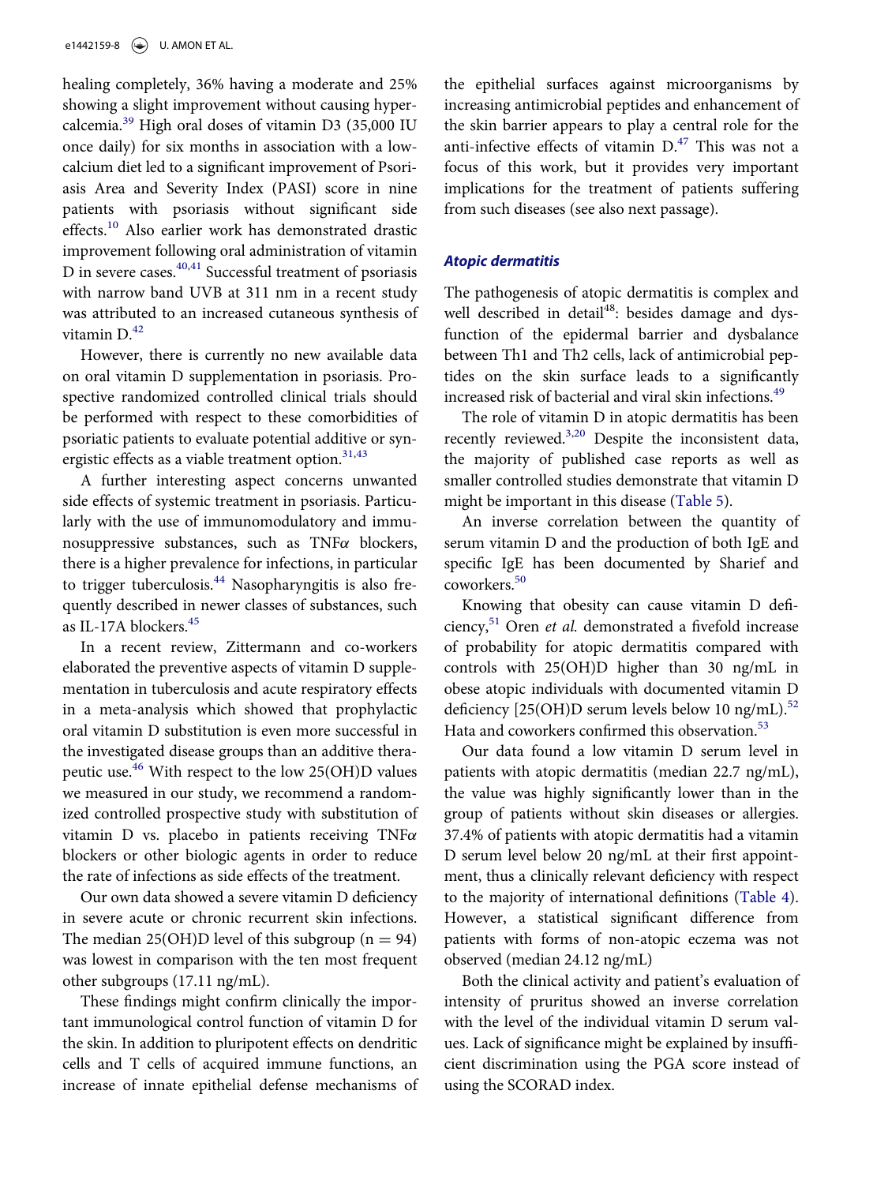healing completely, 36% having a moderate and 25% showing a slight improvement without causing hypercalcemia.[39] High oral doses of vitamin D3 (35,000 IU once daily) for six months in association with a low-calcium diet led to a significant improvement of Psoriasis Area and Severity Index (PASI) score in nine patients with psoriasis without significant side effects.[10] Also earlier work has demonstrated drastic improvement following oral administration of vitamin D in severe cases.[40,41] Successful treatment of psoriasis with narrow band UVB at 311 nm in a recent study was attributed to an increased cutaneous synthesis of vitamin D.[42]

However, there is currently no new available data on oral vitamin D supplementation in psoriasis. Prospective randomized controlled clinical trials should be performed with respect to these comorbidities of psoriatic patients to evaluate potential additive or synergistic effects as a viable treatment option.[31,43]

A further interesting aspect concerns unwanted side effects of systemic treatment in psoriasis. Particularly with the use of immunomodulatory and immunosuppressive substances, such as TNF$\alpha$ blockers, there is a higher prevalence for infections, in particular to trigger tuberculosis.[44] Nasopharyngitis is also frequently described in newer classes of substances, such as IL-17A blockers.[45]

In a recent review, Zittermann and co-workers elaborated the preventive aspects of vitamin D supplementation in tuberculosis and acute respiratory effects in a meta-analysis which showed that prophylactic oral vitamin D substitution is even more successful in the investigated disease groups than an additive therapeutic use.[46] With respect to the low 25(OH)D values we measured in our study, we recommend a randomized controlled prospective study with substitution of vitamin D vs. placebo in patients receiving TNF$\alpha$ blockers or other biologic agents in order to reduce the rate of infections as side effects of the treatment.

Our own data showed a severe vitamin D deficiency in severe acute or chronic recurrent skin infections. The median 25(OH)D level of this subgroup ($n = 94$) was lowest in comparison with the ten most frequent other subgroups (17.11 ng/mL).

These findings might confirm clinically the important immunological control function of vitamin D for the skin. In addition to pluripotent effects on dendritic cells and T cells of acquired immune functions, an increase of innate epithelial defense mechanisms of the epithelial surfaces against microorganisms by increasing antimicrobial peptides and enhancement of the skin barrier appears to play a central role for the anti-infective effects of vitamin D.[47] This was not a focus of this work, but it provides very important implications for the treatment of patients suffering from such diseases (see also next passage).

### Atopic dermatitis

The pathogenesis of atopic dermatitis is complex and well described in detail[48]: besides damage and dysfunction of the epidermal barrier and dysbalance between Th1 and Th2 cells, lack of antimicrobial peptides on the skin surface leads to a significantly increased risk of bacterial and viral skin infections.[49]

The role of vitamin D in atopic dermatitis has been recently reviewed.[3,20] Despite the inconsistent data, the majority of published case reports as well as smaller controlled studies demonstrate that vitamin D might be important in this disease (Table 5).

An inverse correlation between the quantity of serum vitamin D and the production of both IgE and specific IgE has been documented by Sharief and coworkers.[50]

Knowing that obesity can cause vitamin D deficiency,[51] Oren *et al.* demonstrated a fivefold increase of probability for atopic dermatitis compared with controls with 25(OH)D higher than 30 ng/mL in obese atopic individuals with documented vitamin D deficiency [25(OH)D serum levels below 10 ng/mL).[52] Hata and coworkers confirmed this observation.[53]

Our data found a low vitamin D serum level in patients with atopic dermatitis (median 22.7 ng/mL), the value was highly significantly lower than in the group of patients without skin diseases or allergies. 37.4% of patients with atopic dermatitis had a vitamin D serum level below 20 ng/mL at their first appointment, thus a clinically relevant deficiency with respect to the majority of international definitions (Table 4). However, a statistical significant difference from patients with forms of non-atopic eczema was not observed (median 24.12 ng/mL)

Both the clinical activity and patient's evaluation of intensity of pruritus showed an inverse correlation with the level of the individual vitamin D serum values. Lack of significance might be explained by insufficient discrimination using the PGA score instead of using the SCORAD index.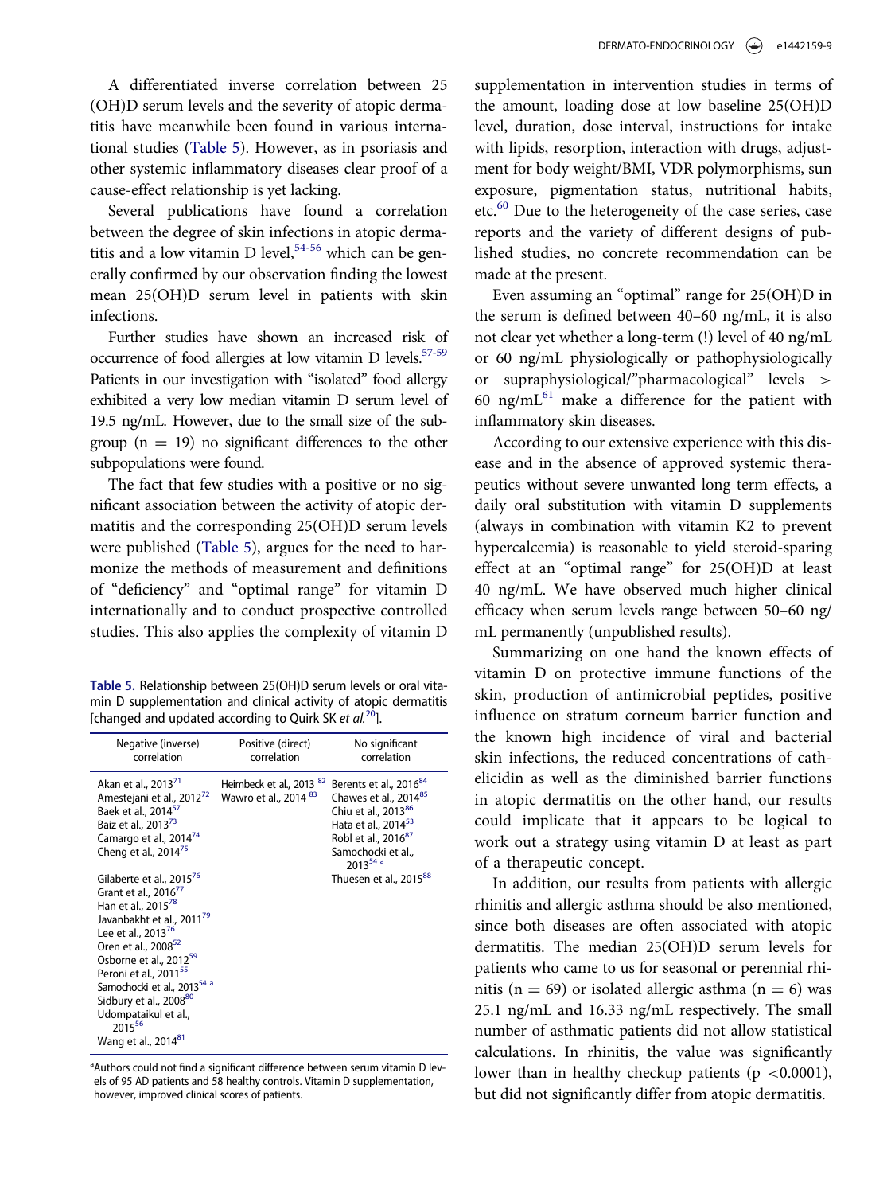A differentiated inverse correlation between 25 (OH)D serum levels and the severity of atopic dermatitis have meanwhile been found in various international studies (Table 5). However, as in psoriasis and other systemic inflammatory diseases clear proof of a cause-effect relationship is yet lacking.

Several publications have found a correlation between the degree of skin infections in atopic dermatitis and a low vitamin D level,[54-56] which can be generally confirmed by our observation finding the lowest mean 25(OH)D serum level in patients with skin infections.

Further studies have shown an increased risk of occurrence of food allergies at low vitamin D levels.[57-59] Patients in our investigation with "isolated" food allergy exhibited a very low median vitamin D serum level of 19.5 ng/mL. However, due to the small size of the subgroup (n = 19) no significant differences to the other subpopulations were found.

The fact that few studies with a positive or no significant association between the activity of atopic dermatitis and the corresponding 25(OH)D serum levels were published (Table 5), argues for the need to harmonize the methods of measurement and definitions of "deficiency" and "optimal range" for vitamin D internationally and to conduct prospective controlled studies. This also applies the complexity of vitamin D supplementation in intervention studies in terms of the amount, loading dose at low baseline 25(OH)D level, duration, dose interval, instructions for intake with lipids, resorption, interaction with drugs, adjustment for body weight/BMI, VDR polymorphisms, sun exposure, pigmentation status, nutritional habits, etc.[60] Due to the heterogeneity of the case series, case reports and the variety of different designs of published studies, no concrete recommendation can be made at the present.

**Table 5.** Relationship between 25(OH)D serum levels or oral vitamin D supplementation and clinical activity of atopic dermatitis [changed and updated according to Quirk SK *et al.*[20]].

| Negative (inverse) correlation | Positive (direct) correlation | No significant correlation |
|---|---|---|
| Akan et al., 2013[71]<br>Amestejani et al., 2012[72]<br>Baek et al., 2014[57]<br>Baiz et al., 2013[73]<br>Camargo et al., 2014[74]<br>Cheng et al., 2014[75] | Heimbeck et al., 2013[82]<br>Wawro et al., 2014[83] | Berents et al., 2016[84]<br>Chawes et al., 2014[85]<br>Chiu et al., 2013[86]<br>Hata et al., 2014[53]<br>Robl et al., 2016[87]<br>Samochocki et al., 2013[54 a] |
| Gilaberte et al., 2015[76]<br>Grant et al., 2016[77]<br>Han et al., 2015[78]<br>Javanbakht et al., 2011[79]<br>Lee et al., 2013[76]<br>Oren et al., 2008[52]<br>Osborne et al., 2012[59]<br>Peroni et al., 2011[55]<br>Samochocki et al., 2013[54 a]<br>Sidbury et al., 2008[80]<br>Udompataikul et al., 2015[56]<br>Wang et al., 2014[81] | | Thuesen et al., 2015[88] |

[a]Authors could not find a significant difference between serum vitamin D levels of 95 AD patients and 58 healthy controls. Vitamin D supplementation, however, improved clinical scores of patients.

Even assuming an "optimal" range for 25(OH)D in the serum is defined between 40–60 ng/mL, it is also not clear yet whether a long-term (!) level of 40 ng/mL or 60 ng/mL physiologically or pathophysiologically or supraphysiological/"pharmacological" levels > 60 ng/mL[61] make a difference for the patient with inflammatory skin diseases.

According to our extensive experience with this disease and in the absence of approved systemic therapeutics without severe unwanted long term effects, a daily oral substitution with vitamin D supplements (always in combination with vitamin K2 to prevent hypercalcemia) is reasonable to yield steroid-sparing effect at an "optimal range" for 25(OH)D at least 40 ng/mL. We have observed much higher clinical efficacy when serum levels range between 50–60 ng/mL permanently (unpublished results).

Summarizing on one hand the known effects of vitamin D on protective immune functions of the skin, production of antimicrobial peptides, positive influence on stratum corneum barrier function and the known high incidence of viral and bacterial skin infections, the reduced concentrations of cathelicidin as well as the diminished barrier functions in atopic dermatitis on the other hand, our results could implicate that it appears to be logical to work out a strategy using vitamin D at least as part of a therapeutic concept.

In addition, our results from patients with allergic rhinitis and allergic asthma should be also mentioned, since both diseases are often associated with atopic dermatitis. The median 25(OH)D serum levels for patients who came to us for seasonal or perennial rhinitis (n = 69) or isolated allergic asthma (n = 6) was 25.1 ng/mL and 16.33 ng/mL respectively. The small number of asthmatic patients did not allow statistical calculations. In rhinitis, the value was significantly lower than in healthy checkup patients ($p < 0.0001$), but did not significantly differ from atopic dermatitis.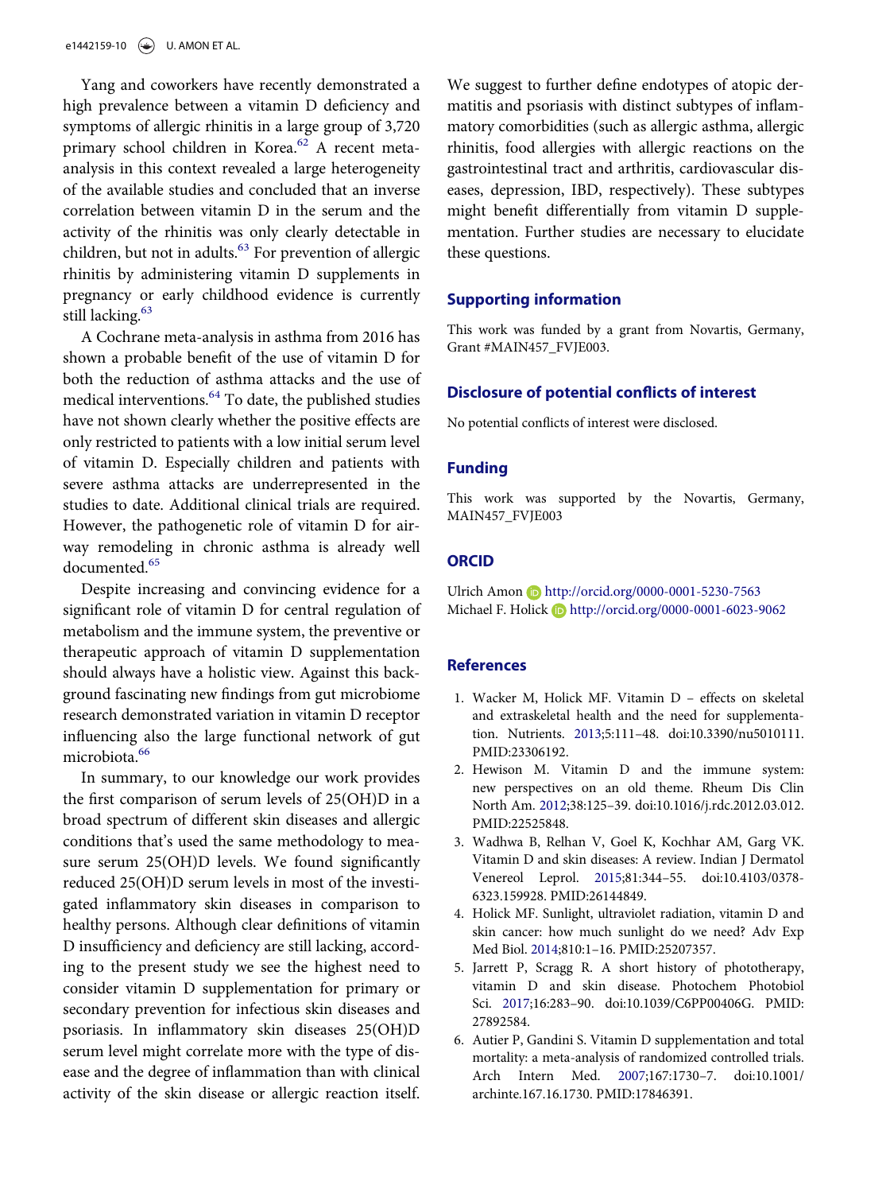Yang and coworkers have recently demonstrated a high prevalence between a vitamin D deficiency and symptoms of allergic rhinitis in a large group of 3,720 primary school children in Korea.[62] A recent meta-analysis in this context revealed a large heterogeneity of the available studies and concluded that an inverse correlation between vitamin D in the serum and the activity of the rhinitis was only clearly detectable in children, but not in adults.[63] For prevention of allergic rhinitis by administering vitamin D supplements in pregnancy or early childhood evidence is currently still lacking.[63]

A Cochrane meta-analysis in asthma from 2016 has shown a probable benefit of the use of vitamin D for both the reduction of asthma attacks and the use of medical interventions.[64] To date, the published studies have not shown clearly whether the positive effects are only restricted to patients with a low initial serum level of vitamin D. Especially children and patients with severe asthma attacks are underrepresented in the studies to date. Additional clinical trials are required. However, the pathogenetic role of vitamin D for airway remodeling in chronic asthma is already well documented.[65]

Despite increasing and convincing evidence for a significant role of vitamin D for central regulation of metabolism and the immune system, the preventive or therapeutic approach of vitamin D supplementation should always have a holistic view. Against this background fascinating new findings from gut microbiome research demonstrated variation in vitamin D receptor influencing also the large functional network of gut microbiota.[66]

In summary, to our knowledge our work provides the first comparison of serum levels of 25(OH)D in a broad spectrum of different skin diseases and allergic conditions that's used the same methodology to measure serum 25(OH)D levels. We found significantly reduced 25(OH)D serum levels in most of the investigated inflammatory skin diseases in comparison to healthy persons. Although clear definitions of vitamin D insufficiency and deficiency are still lacking, according to the present study we see the highest need to consider vitamin D supplementation for primary or secondary prevention for infectious skin diseases and psoriasis. In inflammatory skin diseases 25(OH)D serum level might correlate more with the type of disease and the degree of inflammation than with clinical activity of the skin disease or allergic reaction itself. We suggest to further define endotypes of atopic dermatitis and psoriasis with distinct subtypes of inflammatory comorbidities (such as allergic asthma, allergic rhinitis, food allergies with allergic reactions on the gastrointestinal tract and arthritis, cardiovascular diseases, depression, IBD, respectively). These subtypes might benefit differentially from vitamin D supplementation. Further studies are necessary to elucidate these questions.

## Supporting information

This work was funded by a grant from Novartis, Germany, Grant #MAIN457_FVJE003.

## Disclosure of potential conflicts of interest

No potential conflicts of interest were disclosed.

## Funding

This work was supported by the Novartis, Germany, MAIN457_FVJE003

## ORCID

Ulrich Amon http://orcid.org/0000-0001-5230-7563
Michael F. Holick http://orcid.org/0000-0001-6023-9062

## References

1. Wacker M, Holick MF. Vitamin D – effects on skeletal and extraskeletal health and the need for supplementation. Nutrients. 2013;5:111–48. doi:10.3390/nu5010111. PMID:23306192.
2. Hewison M. Vitamin D and the immune system: new perspectives on an old theme. Rheum Dis Clin North Am. 2012;38:125–39. doi:10.1016/j.rdc.2012.03.012. PMID:22525848.
3. Wadhwa B, Relhan V, Goel K, Kochhar AM, Garg VK. Vitamin D and skin diseases: A review. Indian J Dermatol Venereol Leprol. 2015;81:344–55. doi:10.4103/0378-6323.159928. PMID:26144849.
4. Holick MF. Sunlight, ultraviolet radiation, vitamin D and skin cancer: how much sunlight do we need? Adv Exp Med Biol. 2014;810:1–16. PMID:25207357.
5. Jarrett P, Scragg R. A short history of phototherapy, vitamin D and skin disease. Photochem Photobiol Sci. 2017;16:283–90. doi:10.1039/C6PP00406G. PMID: 27892584.
6. Autier P, Gandini S. Vitamin D supplementation and total mortality: a meta-analysis of randomized controlled trials. Arch Intern Med. 2007;167:1730–7. doi:10.1001/archinte.167.16.1730. PMID:17846391.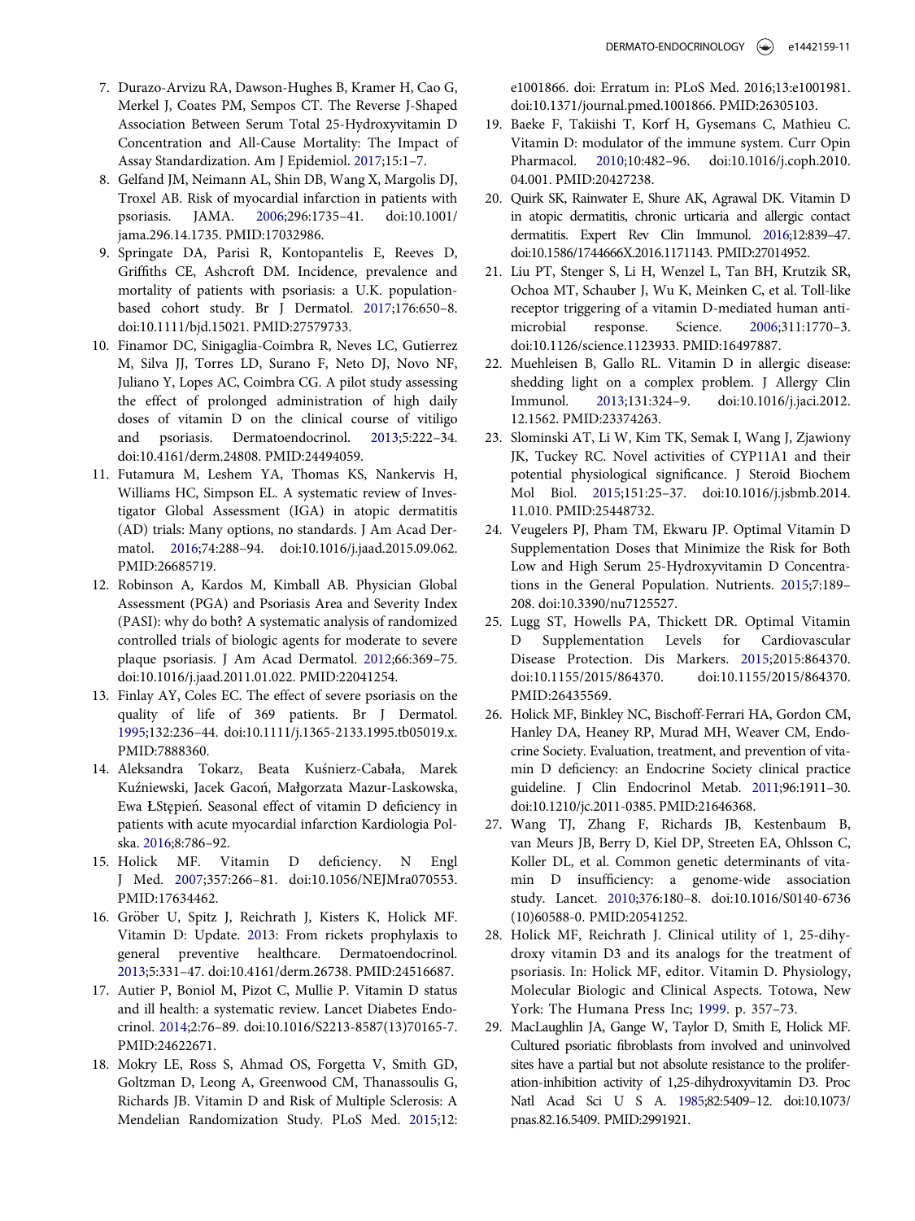7. Durazo-Arvizu RA, Dawson-Hughes B, Kramer H, Cao G, Merkel J, Coates PM, Sempos CT. The Reverse J-Shaped Association Between Serum Total 25-Hydroxyvitamin D Concentration and All-Cause Mortality: The Impact of Assay Standardization. Am J Epidemiol. 2017;15:1–7.
8. Gelfand JM, Neimann AL, Shin DB, Wang X, Margolis DJ, Troxel AB. Risk of myocardial infarction in patients with psoriasis. JAMA. 2006;296:1735–41. doi:10.1001/jama.296.14.1735. PMID:17032986.
9. Springate DA, Parisi R, Kontopantelis E, Reeves D, Griffiths CE, Ashcroft DM. Incidence, prevalence and mortality of patients with psoriasis: a U.K. population-based cohort study. Br J Dermatol. 2017;176:650–8. doi:10.1111/bjd.15021. PMID:27579733.
10. Finamor DC, Sinigaglia-Coimbra R, Neves LC, Gutierrez M, Silva JJ, Torres LD, Surano F, Neto DJ, Novo NF, Juliano Y, Lopes AC, Coimbra CG. A pilot study assessing the effect of prolonged administration of high daily doses of vitamin D on the clinical course of vitiligo and psoriasis. Dermatoendocrinol. 2013;5:222–34. doi:10.4161/derm.24808. PMID:24494059.
11. Futamura M, Leshem YA, Thomas KS, Nankervis H, Williams HC, Simpson EL. A systematic review of Investigator Global Assessment (IGA) in atopic dermatitis (AD) trials: Many options, no standards. J Am Acad Dermatol. 2016;74:288–94. doi:10.1016/j.jaad.2015.09.062. PMID:26685719.
12. Robinson A, Kardos M, Kimball AB. Physician Global Assessment (PGA) and Psoriasis Area and Severity Index (PASI): why do both? A systematic analysis of randomized controlled trials of biologic agents for moderate to severe plaque psoriasis. J Am Acad Dermatol. 2012;66:369–75. doi:10.1016/j.jaad.2011.01.022. PMID:22041254.
13. Finlay AY, Coles EC. The effect of severe psoriasis on the quality of life of 369 patients. Br J Dermatol. 1995;132:236–44. doi:10.1111/j.1365-2133.1995.tb05019.x. PMID:7888360.
14. Aleksandra Tokarz, Beata Kuśnierz-Cabała, Marek Kuźniewski, Jacek Gacoń, Małgorzata Mazur-Laskowska, Ewa ŁStępień. Seasonal effect of vitamin D deficiency in patients with acute myocardial infarction Kardiologia Polska. 2016;8:786–92.
15. Holick MF. Vitamin D deficiency. N Engl J Med. 2007;357:266–81. doi:10.1056/NEJMra070553. PMID:17634462.
16. Gröber U, Spitz J, Reichrath J, Kisters K, Holick MF. Vitamin D: Update. 2013: From rickets prophylaxis to general preventive healthcare. Dermatoendocrinol. 2013;5:331–47. doi:10.4161/derm.26738. PMID:24516687.
17. Autier P, Boniol M, Pizot C, Mullie P. Vitamin D status and ill health: a systematic review. Lancet Diabetes Endocrinol. 2014;2:76–89. doi:10.1016/S2213-8587(13)70165-7. PMID:24622671.
18. Mokry LE, Ross S, Ahmad OS, Forgetta V, Smith GD, Goltzman D, Leong A, Greenwood CM, Thanassoulis G, Richards JB. Vitamin D and Risk of Multiple Sclerosis: A Mendelian Randomization Study. PLoS Med. 2015;12: e1001866. doi: Erratum in: PLoS Med. 2016;13:e1001981. doi:10.1371/journal.pmed.1001866. PMID:26305103.
19. Baeke F, Takiishi T, Korf H, Gysemans C, Mathieu C. Vitamin D: modulator of the immune system. Curr Opin Pharmacol. 2010;10:482–96. doi:10.1016/j.coph.2010.04.001. PMID:20427238.
20. Quirk SK, Rainwater E, Shure AK, Agrawal DK. Vitamin D in atopic dermatitis, chronic urticaria and allergic contact dermatitis. Expert Rev Clin Immunol. 2016;12:839–47. doi:10.1586/1744666X.2016.1171143. PMID:27014952.
21. Liu PT, Stenger S, Li H, Wenzel L, Tan BH, Krutzik SR, Ochoa MT, Schauber J, Wu K, Meinken C, et al. Toll-like receptor triggering of a vitamin D-mediated human antimicrobial response. Science. 2006;311:1770–3. doi:10.1126/science.1123933. PMID:16497887.
22. Muehleisen B, Gallo RL. Vitamin D in allergic disease: shedding light on a complex problem. J Allergy Clin Immunol. 2013;131:324–9. doi:10.1016/j.jaci.2012.12.1562. PMID:23374263.
23. Slominski AT, Li W, Kim TK, Semak I, Wang J, Zjawiony JK, Tuckey RC. Novel activities of CYP11A1 and their potential physiological significance. J Steroid Biochem Mol Biol. 2015;151:25–37. doi:10.1016/j.jsbmb.2014.11.010. PMID:25448732.
24. Veugelers PJ, Pham TM, Ekwaru JP. Optimal Vitamin D Supplementation Doses that Minimize the Risk for Both Low and High Serum 25-Hydroxyvitamin D Concentrations in the General Population. Nutrients. 2015;7:189–208. doi:10.3390/nu7125527.
25. Lugg ST, Howells PA, Thickett DR. Optimal Vitamin D Supplementation Levels for Cardiovascular Disease Protection. Dis Markers. 2015;2015:864370. doi:10.1155/2015/864370. doi:10.1155/2015/864370. PMID:26435569.
26. Holick MF, Binkley NC, Bischoff-Ferrari HA, Gordon CM, Hanley DA, Heaney RP, Murad MH, Weaver CM, Endocrine Society. Evaluation, treatment, and prevention of vitamin D deficiency: an Endocrine Society clinical practice guideline. J Clin Endocrinol Metab. 2011;96:1911–30. doi:10.1210/jc.2011-0385. PMID:21646368.
27. Wang TJ, Zhang F, Richards JB, Kestenbaum B, van Meurs JB, Berry D, Kiel DP, Streeten EA, Ohlsson C, Koller DL, et al. Common genetic determinants of vitamin D insufficiency: a genome-wide association study. Lancet. 2010;376:180–8. doi:10.1016/S0140-6736(10)60588-0. PMID:20541252.
28. Holick MF, Reichrath J. Clinical utility of 1, 25-dihydroxy vitamin D3 and its analogs for the treatment of psoriasis. In: Holick MF, editor. Vitamin D. Physiology, Molecular Biologic and Clinical Aspects. Totowa, New York: The Humana Press Inc; 1999. p. 357–73.
29. MacLaughlin JA, Gange W, Taylor D, Smith E, Holick MF. Cultured psoriatic fibroblasts from involved and uninvolved sites have a partial but not absolute resistance to the proliferation-inhibition activity of 1,25-dihydroxyvitamin D3. Proc Natl Acad Sci U S A. 1985;82:5409–12. doi:10.1073/pnas.82.16.5409. PMID:2991921.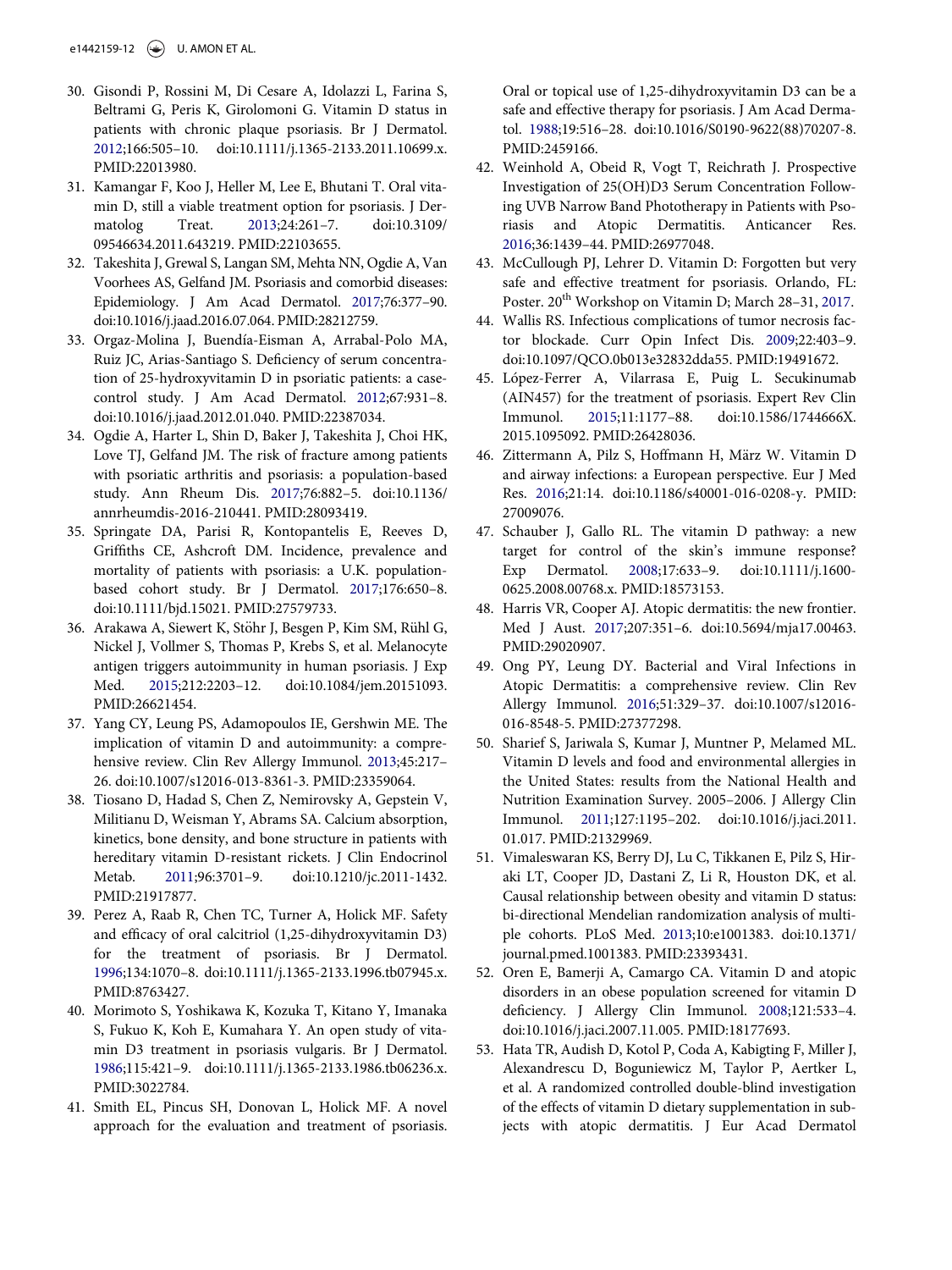30. Gisondi P, Rossini M, Di Cesare A, Idolazzi L, Farina S, Beltrami G, Peris K, Girolomoni G. Vitamin D status in patients with chronic plaque psoriasis. Br J Dermatol. 2012;166:505–10. doi:10.1111/j.1365-2133.2011.10699.x. PMID:22013980.
31. Kamangar F, Koo J, Heller M, Lee E, Bhutani T. Oral vitamin D, still a viable treatment option for psoriasis. J Dermatolog Treat. 2013;24:261–7. doi:10.3109/09546634.2011.643219. PMID:22103655.
32. Takeshita J, Grewal S, Langan SM, Mehta NN, Ogdie A, Van Voorhees AS, Gelfand JM. Psoriasis and comorbid diseases: Epidemiology. J Am Acad Dermatol. 2017;76:377–90. doi:10.1016/j.jaad.2016.07.064. PMID:28212759.
33. Orgaz-Molina J, Buendía-Eisman A, Arrabal-Polo MA, Ruiz JC, Arias-Santiago S. Deficiency of serum concentration of 25-hydroxyvitamin D in psoriatic patients: a case-control study. J Am Acad Dermatol. 2012;67:931–8. doi:10.1016/j.jaad.2012.01.040. PMID:22387034.
34. Ogdie A, Harter L, Shin D, Baker J, Takeshita J, Choi HK, Love TJ, Gelfand JM. The risk of fracture among patients with psoriatic arthritis and psoriasis: a population-based study. Ann Rheum Dis. 2017;76:882–5. doi:10.1136/annrheumdis-2016-210441. PMID:28093419.
35. Springate DA, Parisi R, Kontopantelis E, Reeves D, Griffiths CE, Ashcroft DM. Incidence, prevalence and mortality of patients with psoriasis: a U.K. population-based cohort study. Br J Dermatol. 2017;176:650–8. doi:10.1111/bjd.15021. PMID:27579733.
36. Arakawa A, Siewert K, Stöhr J, Besgen P, Kim SM, Rühl G, Nickel J, Vollmer S, Thomas P, Krebs S, et al. Melanocyte antigen triggers autoimmunity in human psoriasis. J Exp Med. 2015;212:2203–12. doi:10.1084/jem.20151093. PMID:26621454.
37. Yang CY, Leung PS, Adamopoulos IE, Gershwin ME. The implication of vitamin D and autoimmunity: a comprehensive review. Clin Rev Allergy Immunol. 2013;45:217–26. doi:10.1007/s12016-013-8361-3. PMID:23359064.
38. Tiosano D, Hadad S, Chen Z, Nemirovsky A, Gepstein V, Militianu D, Weisman Y, Abrams SA. Calcium absorption, kinetics, bone density, and bone structure in patients with hereditary vitamin D-resistant rickets. J Clin Endocrinol Metab. 2011;96:3701–9. doi:10.1210/jc.2011-1432. PMID:21917877.
39. Perez A, Raab R, Chen TC, Turner A, Holick MF. Safety and efficacy of oral calcitriol (1,25-dihydroxyvitamin D3) for the treatment of psoriasis. Br J Dermatol. 1996;134:1070–8. doi:10.1111/j.1365-2133.1996.tb07945.x. PMID:8763427.
40. Morimoto S, Yoshikawa K, Kozuka T, Kitano Y, Imanaka S, Fukuo K, Koh E, Kumahara Y. An open study of vitamin D3 treatment in psoriasis vulgaris. Br J Dermatol. 1986;115:421–9. doi:10.1111/j.1365-2133.1986.tb06236.x. PMID:3022784.
41. Smith EL, Pincus SH, Donovan L, Holick MF. A novel approach for the evaluation and treatment of psoriasis. Oral or topical use of 1,25-dihydroxyvitamin D3 can be a safe and effective therapy for psoriasis. J Am Acad Dermatol. 1988;19:516–28. doi:10.1016/S0190-9622(88)70207-8. PMID:2459166.
42. Weinhold A, Obeid R, Vogt T, Reichrath J. Prospective Investigation of 25(OH)D3 Serum Concentration Following UVB Narrow Band Phototherapy in Patients with Psoriasis and Atopic Dermatitis. Anticancer Res. 2016;36:1439–44. PMID:26977048.
43. McCullough PJ, Lehrer D. Vitamin D: Forgotten but very safe and effective treatment for psoriasis. Orlando, FL: Poster. 20th Workshop on Vitamin D; March 28–31, 2017.
44. Wallis RS. Infectious complications of tumor necrosis factor blockade. Curr Opin Infect Dis. 2009;22:403–9. doi:10.1097/QCO.0b013e32832dda55. PMID:19491672.
45. López-Ferrer A, Vilarrasa E, Puig L. Secukinumab (AIN457) for the treatment of psoriasis. Expert Rev Clin Immunol. 2015;11:1177–88. doi:10.1586/1744666X.2015.1095092. PMID:26428036.
46. Zittermann A, Pilz S, Hoffmann H, März W. Vitamin D and airway infections: a European perspective. Eur J Med Res. 2016;21:14. doi:10.1186/s40001-016-0208-y. PMID:27009076.
47. Schauber J, Gallo RL. The vitamin D pathway: a new target for control of the skin's immune response? Exp Dermatol. 2008;17:633–9. doi:10.1111/j.1600-0625.2008.00768.x. PMID:18573153.
48. Harris VR, Cooper AJ. Atopic dermatitis: the new frontier. Med J Aust. 2017;207:351–6. doi:10.5694/mja17.00463. PMID:29020907.
49. Ong PY, Leung DY. Bacterial and Viral Infections in Atopic Dermatitis: a comprehensive review. Clin Rev Allergy Immunol. 2016;51:329–37. doi:10.1007/s12016-016-8548-5. PMID:27377298.
50. Sharief S, Jariwala S, Kumar J, Muntner P, Melamed ML. Vitamin D levels and food and environmental allergies in the United States: results from the National Health and Nutrition Examination Survey. 2005–2006. J Allergy Clin Immunol. 2011;127:1195–202. doi:10.1016/j.jaci.2011.01.017. PMID:21329969.
51. Vimaleswaran KS, Berry DJ, Lu C, Tikkanen E, Pilz S, Hiraki LT, Cooper JD, Dastani Z, Li R, Houston DK, et al. Causal relationship between obesity and vitamin D status: bi-directional Mendelian randomization analysis of multiple cohorts. PLoS Med. 2013;10:e1001383. doi:10.1371/journal.pmed.1001383. PMID:23393431.
52. Oren E, Bamerji A, Camargo CA. Vitamin D and atopic disorders in an obese population screened for vitamin D deficiency. J Allergy Clin Immunol. 2008;121:533–4. doi:10.1016/j.jaci.2007.11.005. PMID:18177693.
53. Hata TR, Audish D, Kotol P, Coda A, Kabigting F, Miller J, Alexandrescu D, Boguniewicz M, Taylor P, Aertker L, et al. A randomized controlled double-blind investigation of the effects of vitamin D dietary supplementation in subjects with atopic dermatitis. J Eur Acad Dermatol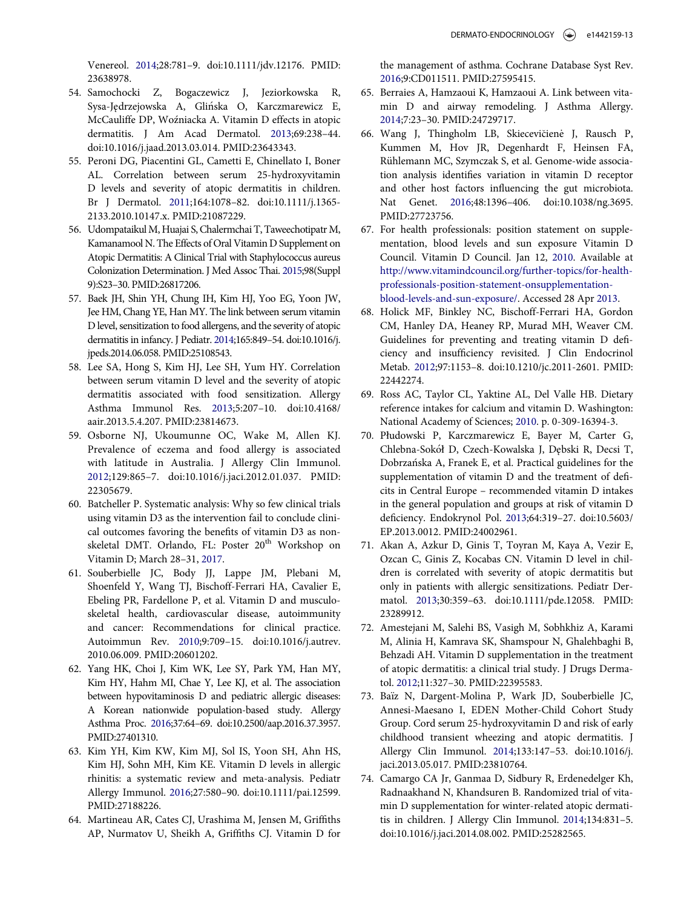Venereol. 2014;28:781–9. doi:10.1111/jdv.12176. PMID: 23638978.

54. Samochocki Z, Bogaczewicz J, Jeziorkowska R, Sysa-Jędrzejowska A, Glińska O, Karczmarewicz E, McCauliffe DP, Woźniacka A. Vitamin D effects in atopic dermatitis. J Am Acad Dermatol. 2013;69:238–44. doi:10.1016/j.jaad.2013.03.014. PMID:23643343.
55. Peroni DG, Piacentini GL, Cametti E, Chinellato I, Boner AL. Correlation between serum 25-hydroxyvitamin D levels and severity of atopic dermatitis in children. Br J Dermatol. 2011;164:1078–82. doi:10.1111/j.1365-2133.2010.10147.x. PMID:21087229.
56. Udompataikul M, Huajai S, Chalermchai T, Taweechotipatr M, Kamanamool N. The Effects of Oral Vitamin D Supplement on Atopic Dermatitis: A Clinical Trial with Staphylococcus aureus Colonization Determination. J Med Assoc Thai. 2015;98(Suppl 9):S23–30. PMID:26817206.
57. Baek JH, Shin YH, Chung IH, Kim HJ, Yoo EG, Yoon JW, Jee HM, Chang YE, Han MY. The link between serum vitamin D level, sensitization to food allergens, and the severity of atopic dermatitis in infancy. J Pediatr. 2014;165:849–54. doi:10.1016/j.jpeds.2014.06.058. PMID:25108543.
58. Lee SA, Hong S, Kim HJ, Lee SH, Yum HY. Correlation between serum vitamin D level and the severity of atopic dermatitis associated with food sensitization. Allergy Asthma Immunol Res. 2013;5:207–10. doi:10.4168/aair.2013.5.4.207. PMID:23814673.
59. Osborne NJ, Ukoumunne OC, Wake M, Allen KJ. Prevalence of eczema and food allergy is associated with latitude in Australia. J Allergy Clin Immunol. 2012;129:865–7. doi:10.1016/j.jaci.2012.01.037. PMID: 22305679.
60. Batcheller P. Systematic analysis: Why so few clinical trials using vitamin D3 as the intervention fail to conclude clinical outcomes favoring the benefits of vitamin D3 as non-skeletal DMT. Orlando, FL: Poster 20th Workshop on Vitamin D; March 28–31, 2017.
61. Souberbielle JC, Body JJ, Lappe JM, Plebani M, Shoenfeld Y, Wang TJ, Bischoff-Ferrari HA, Cavalier E, Ebeling PR, Fardellone P, et al. Vitamin D and musculoskeletal health, cardiovascular disease, autoimmunity and cancer: Recommendations for clinical practice. Autoimmun Rev. 2010;9:709–15. doi:10.1016/j.autrev.2010.06.009. PMID:20601202.
62. Yang HK, Choi J, Kim WK, Lee SY, Park YM, Han MY, Kim HY, Hahm MI, Chae Y, Lee KJ, et al. The association between hypovitaminosis D and pediatric allergic diseases: A Korean nationwide population-based study. Allergy Asthma Proc. 2016;37:64–69. doi:10.2500/aap.2016.37.3957. PMID:27401310.
63. Kim YH, Kim KW, Kim MJ, Sol IS, Yoon SH, Ahn HS, Kim HJ, Sohn MH, Kim KE. Vitamin D levels in allergic rhinitis: a systematic review and meta-analysis. Pediatr Allergy Immunol. 2016;27:580–90. doi:10.1111/pai.12599. PMID:27188226.
64. Martineau AR, Cates CJ, Urashima M, Jensen M, Griffiths AP, Nurmatov U, Sheikh A, Griffiths CJ. Vitamin D for the management of asthma. Cochrane Database Syst Rev. 2016;9:CD011511. PMID:27595415.
65. Berraies A, Hamzaoui K, Hamzaoui A. Link between vitamin D and airway remodeling. J Asthma Allergy. 2014;7:23–30. PMID:24729717.
66. Wang J, Thingholm LB, Skiecevičienė J, Rausch P, Kummen M, Hov JR, Degenhardt F, Heinsen FA, Rühlemann MC, Szymczak S, et al. Genome-wide association analysis identifies variation in vitamin D receptor and other host factors influencing the gut microbiota. Nat Genet. 2016;48:1396–406. doi:10.1038/ng.3695. PMID:27723756.
67. For health professionals: position statement on supplementation, blood levels and sun exposure Vitamin D Council. Vitamin D Council. Jan 12, 2010. Available at http://www.vitamindcouncil.org/further-topics/for-health-professionals-position-statement-onsupplementation-blood-levels-and-sun-exposure/. Accessed 28 Apr 2013.
68. Holick MF, Binkley NC, Bischoff-Ferrari HA, Gordon CM, Hanley DA, Heaney RP, Murad MH, Weaver CM. Guidelines for preventing and treating vitamin D deficiency and insufficiency revisited. J Clin Endocrinol Metab. 2012;97:1153–8. doi:10.1210/jc.2011-2601. PMID: 22442274.
69. Ross AC, Taylor CL, Yaktine AL, Del Valle HB. Dietary reference intakes for calcium and vitamin D. Washington: National Academy of Sciences; 2010. p. 0-309-16394-3.
70. Płudowski P, Karczmarewicz E, Bayer M, Carter G, Chlebna-Sokół D, Czech-Kowalska J, Dębski R, Decsi T, Dobrzańska A, Franek E, et al. Practical guidelines for the supplementation of vitamin D and the treatment of deficits in Central Europe – recommended vitamin D intakes in the general population and groups at risk of vitamin D deficiency. Endokrynol Pol. 2013;64:319–27. doi:10.5603/EP.2013.0012. PMID:24002961.
71. Akan A, Azkur D, Ginis T, Toyran M, Kaya A, Vezir E, Ozcan C, Ginis Z, Kocabas CN. Vitamin D level in children is correlated with severity of atopic dermatitis but only in patients with allergic sensitizations. Pediatr Dermatol. 2013;30:359–63. doi:10.1111/pde.12058. PMID: 23289912.
72. Amestejani M, Salehi BS, Vasigh M, Sobhkhiz A, Karami M, Alinia H, Kamrava SK, Shamspour N, Ghalehbaghi B, Behzadi AH. Vitamin D supplementation in the treatment of atopic dermatitis: a clinical trial study. J Drugs Dermatol. 2012;11:327–30. PMID:22395583.
73. Baïz N, Dargent-Molina P, Wark JD, Souberbielle JC, Annesi-Maesano I, EDEN Mother-Child Cohort Study Group. Cord serum 25-hydroxyvitamin D and risk of early childhood transient wheezing and atopic dermatitis. J Allergy Clin Immunol. 2014;133:147–53. doi:10.1016/j.jaci.2013.05.017. PMID:23810764.
74. Camargo CA Jr, Ganmaa D, Sidbury R, Erdenedelger Kh, Radnaakhand N, Khandsuren B. Randomized trial of vitamin D supplementation for winter-related atopic dermatitis in children. J Allergy Clin Immunol. 2014;134:831–5. doi:10.1016/j.jaci.2014.08.002. PMID:25282565.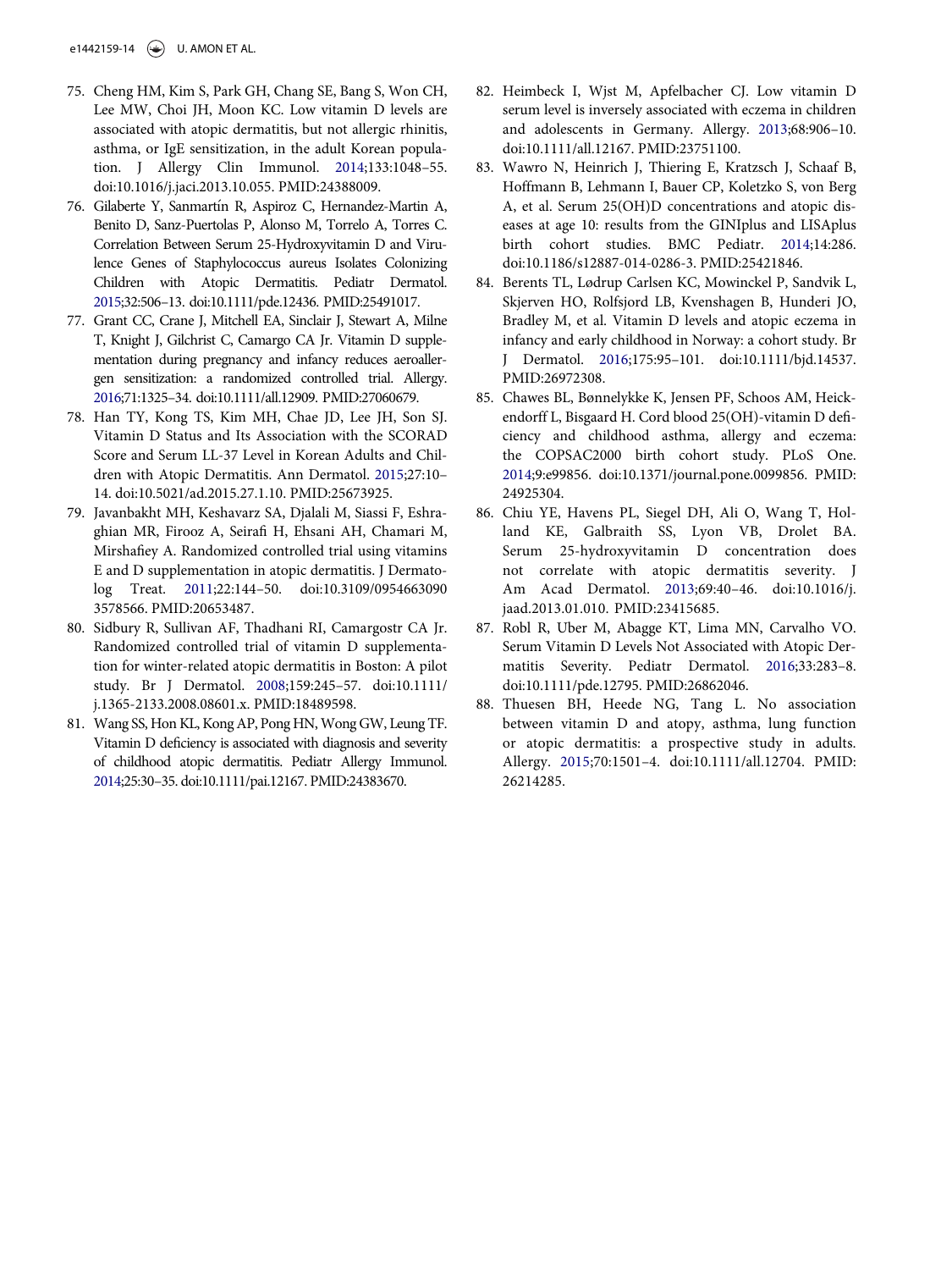75. Cheng HM, Kim S, Park GH, Chang SE, Bang S, Won CH, Lee MW, Choi JH, Moon KC. Low vitamin D levels are associated with atopic dermatitis, but not allergic rhinitis, asthma, or IgE sensitization, in the adult Korean population. J Allergy Clin Immunol. 2014;133:1048–55. doi:10.1016/j.jaci.2013.10.055. PMID:24388009.
76. Gilaberte Y, Sanmartín R, Aspiroz C, Hernandez-Martin A, Benito D, Sanz-Puertolas P, Alonso M, Torrelo A, Torres C. Correlation Between Serum 25-Hydroxyvitamin D and Virulence Genes of Staphylococcus aureus Isolates Colonizing Children with Atopic Dermatitis. Pediatr Dermatol. 2015;32:506–13. doi:10.1111/pde.12436. PMID:25491017.
77. Grant CC, Crane J, Mitchell EA, Sinclair J, Stewart A, Milne T, Knight J, Gilchrist C, Camargo CA Jr. Vitamin D supplementation during pregnancy and infancy reduces aeroallergen sensitization: a randomized controlled trial. Allergy. 2016;71:1325–34. doi:10.1111/all.12909. PMID:27060679.
78. Han TY, Kong TS, Kim MH, Chae JD, Lee JH, Son SJ. Vitamin D Status and Its Association with the SCORAD Score and Serum LL-37 Level in Korean Adults and Children with Atopic Dermatitis. Ann Dermatol. 2015;27:10–14. doi:10.5021/ad.2015.27.1.10. PMID:25673925.
79. Javanbakht MH, Keshavarz SA, Djalali M, Siassi F, Eshraghian MR, Firooz A, Seirafi H, Ehsani AH, Chamari M, Mirshafiey A. Randomized controlled trial using vitamins E and D supplementation in atopic dermatitis. J Dermatolog Treat. 2011;22:144–50. doi:10.3109/09546634090 3578566. PMID:20653487.
80. Sidbury R, Sullivan AF, Thadhani RI, Camargostr CA Jr. Randomized controlled trial of vitamin D supplementation for winter-related atopic dermatitis in Boston: A pilot study. Br J Dermatol. 2008;159:245–57. doi:10.1111/j.1365-2133.2008.08601.x. PMID:18489598.
81. Wang SS, Hon KL, Kong AP, Pong HN, Wong GW, Leung TF. Vitamin D deficiency is associated with diagnosis and severity of childhood atopic dermatitis. Pediatr Allergy Immunol. 2014;25:30–35. doi:10.1111/pai.12167. PMID:24383670.
82. Heimbeck I, Wjst M, Apfelbacher CJ. Low vitamin D serum level is inversely associated with eczema in children and adolescents in Germany. Allergy. 2013;68:906–10. doi:10.1111/all.12167. PMID:23751100.
83. Wawro N, Heinrich J, Thiering E, Kratzsch J, Schaaf B, Hoffmann B, Lehmann I, Bauer CP, Koletzko S, von Berg A, et al. Serum 25(OH)D concentrations and atopic diseases at age 10: results from the GINIplus and LISAplus birth cohort studies. BMC Pediatr. 2014;14:286. doi:10.1186/s12887-014-0286-3. PMID:25421846.
84. Berents TL, Lødrup Carlsen KC, Mowinckel P, Sandvik L, Skjerven HO, Rolfsjord LB, Kvenshagen B, Hunderi JO, Bradley M, et al. Vitamin D levels and atopic eczema in infancy and early childhood in Norway: a cohort study. Br J Dermatol. 2016;175:95–101. doi:10.1111/bjd.14537. PMID:26972308.
85. Chawes BL, Bønnelykke K, Jensen PF, Schoos AM, Heickendorff L, Bisgaard H. Cord blood 25(OH)-vitamin D deficiency and childhood asthma, allergy and eczema: the COPSAC2000 birth cohort study. PLoS One. 2014;9:e99856. doi:10.1371/journal.pone.0099856. PMID: 24925304.
86. Chiu YE, Havens PL, Siegel DH, Ali O, Wang T, Holland KE, Galbraith SS, Lyon VB, Drolet BA. Serum 25-hydroxyvitamin D concentration does not correlate with atopic dermatitis severity. J Am Acad Dermatol. 2013;69:40–46. doi:10.1016/j.jaad.2013.01.010. PMID:23415685.
87. Robl R, Uber M, Abagge KT, Lima MN, Carvalho VO. Serum Vitamin D Levels Not Associated with Atopic Dermatitis Severity. Pediatr Dermatol. 2016;33:283–8. doi:10.1111/pde.12795. PMID:26862046.
88. Thuesen BH, Heede NG, Tang L. No association between vitamin D and atopy, asthma, lung function or atopic dermatitis: a prospective study in adults. Allergy. 2015;70:1501–4. doi:10.1111/all.12704. PMID: 26214285.